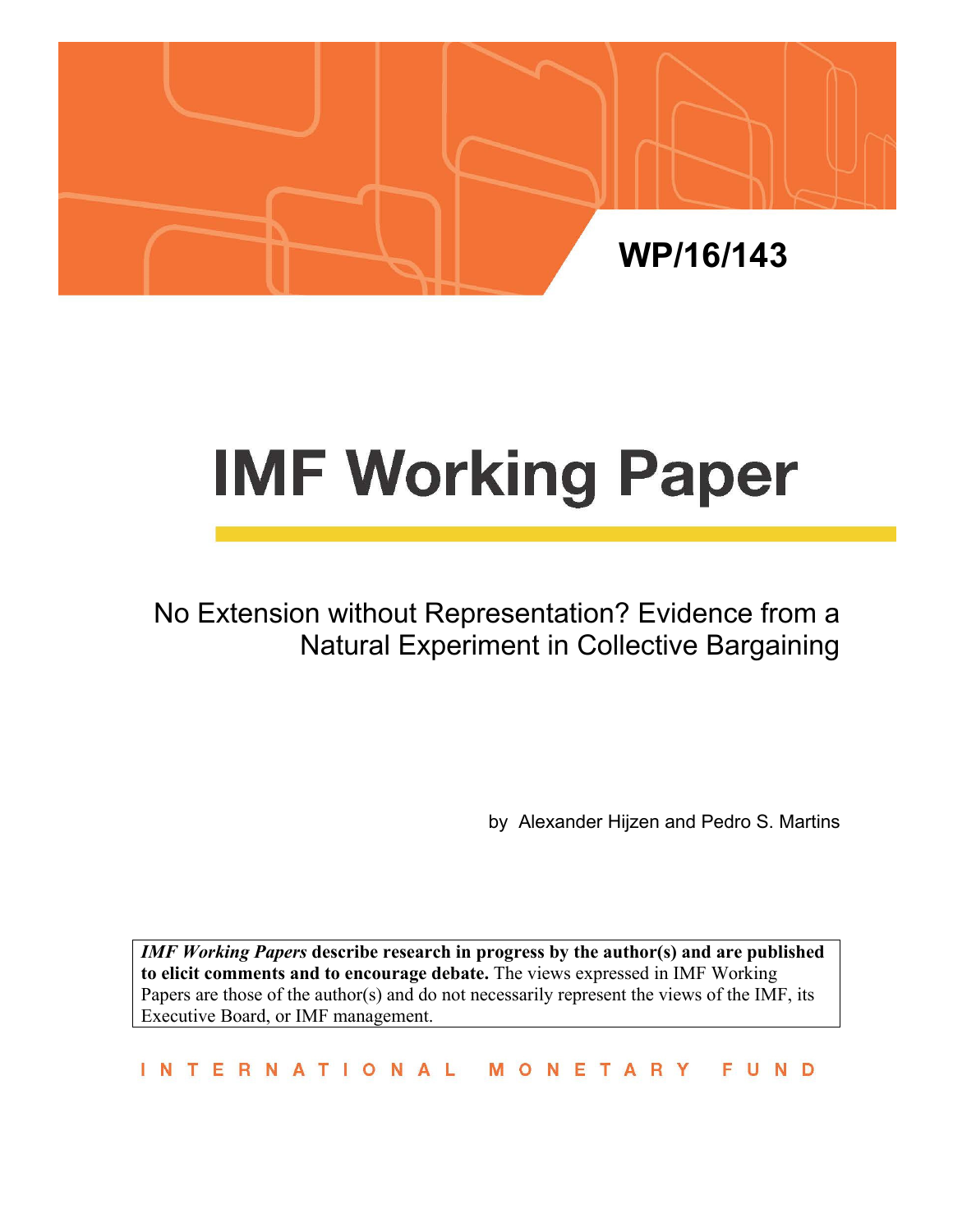WP/16/143

# IMF Working Paper

## No Extension without Representation? Evidence from a Natural Experiment in Collective Bargaining

by Alexander Hijzen and Pedro S. Martins

***IMF Working Papers*** **describe research in progress by the author(s) and are published to elicit comments and to encourage debate.** The views expressed in IMF Working Papers are those of the author(s) and do not necessarily represent the views of the IMF, its Executive Board, or IMF management.

INTERNATIONAL MONETARY FUND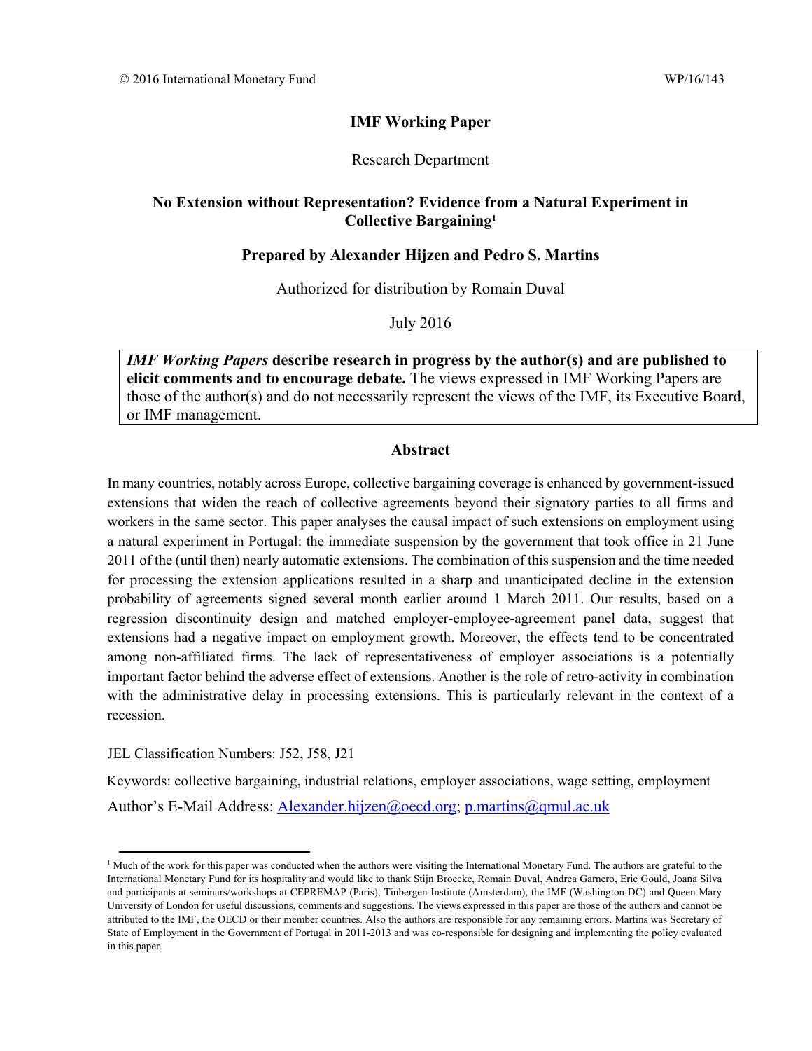© 2016 International Monetary Fund WP/16/143

**IMF Working Paper**

Research Department

**No Extension without Representation? Evidence from a Natural Experiment in Collective Bargaining**[1]

**Prepared by Alexander Hijzen and Pedro S. Martins**

Authorized for distribution by Romain Duval

July 2016

***IMF Working Papers* describe research in progress by the author(s) and are published to elicit comments and to encourage debate.** The views expressed in IMF Working Papers are those of the author(s) and do not necessarily represent the views of the IMF, its Executive Board, or IMF management.

## Abstract

In many countries, notably across Europe, collective bargaining coverage is enhanced by government-issued extensions that widen the reach of collective agreements beyond their signatory parties to all firms and workers in the same sector. This paper analyses the causal impact of such extensions on employment using a natural experiment in Portugal: the immediate suspension by the government that took office in 21 June 2011 of the (until then) nearly automatic extensions. The combination of this suspension and the time needed for processing the extension applications resulted in a sharp and unanticipated decline in the extension probability of agreements signed several month earlier around 1 March 2011. Our results, based on a regression discontinuity design and matched employer-employee-agreement panel data, suggest that extensions had a negative impact on employment growth. Moreover, the effects tend to be concentrated among non-affiliated firms. The lack of representativeness of employer associations is a potentially important factor behind the adverse effect of extensions. Another is the role of retro-activity in combination with the administrative delay in processing extensions. This is particularly relevant in the context of a recession.

JEL Classification Numbers: J52, J58, J21

Keywords: collective bargaining, industrial relations, employer associations, wage setting, employment

Author's E-Mail Address: Alexander.hijzen@oecd.org; p.martins@qmul.ac.uk

---

[1] Much of the work for this paper was conducted when the authors were visiting the International Monetary Fund. The authors are grateful to the International Monetary Fund for its hospitality and would like to thank Stijn Broecke, Romain Duval, Andrea Garnero, Eric Gould, Joana Silva and participants at seminars/workshops at CEPREMAP (Paris), Tinbergen Institute (Amsterdam), the IMF (Washington DC) and Queen Mary University of London for useful discussions, comments and suggestions. The views expressed in this paper are those of the authors and cannot be attributed to the IMF, the OECD or their member countries. Also the authors are responsible for any remaining errors. Martins was Secretary of State of Employment in the Government of Portugal in 2011-2013 and was co-responsible for designing and implementing the policy evaluated in this paper.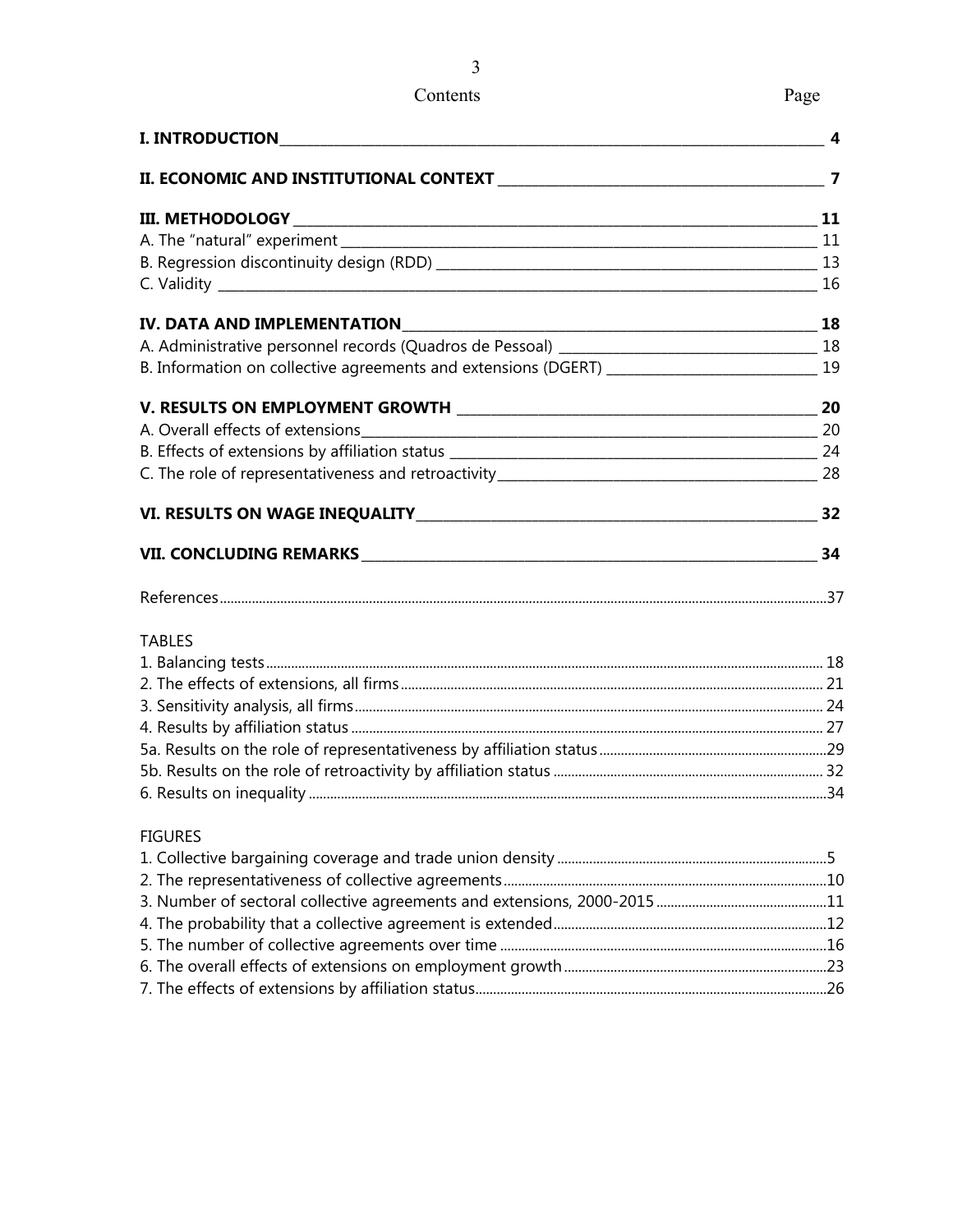# Contents

| | Page |
|---|---|
| **I. INTRODUCTION** | **4** |
| **II. ECONOMIC AND INSTITUTIONAL CONTEXT** | **7** |
| **III. METHODOLOGY** | **11** |
| A. The "natural" experiment | 11 |
| B. Regression discontinuity design (RDD) | 13 |
| C. Validity | 16 |
| **IV. DATA AND IMPLEMENTATION** | **18** |
| A. Administrative personnel records (Quadros de Pessoal) | 18 |
| B. Information on collective agreements and extensions (DGERT) | 19 |
| **V. RESULTS ON EMPLOYMENT GROWTH** | **20** |
| A. Overall effects of extensions | 20 |
| B. Effects of extensions by affiliation status | 24 |
| C. The role of representativeness and retroactivity | 28 |
| **VI. RESULTS ON WAGE INEQUALITY** | **32** |
| **VII. CONCLUDING REMARKS** | **34** |
| References | 37 |

TABLES

| | |
|---|---|
| 1. Balancing tests | 18 |
| 2. The effects of extensions, all firms | 21 |
| 3. Sensitivity analysis, all firms | 24 |
| 4. Results by affiliation status | 27 |
| 5a. Results on the role of representativeness by affiliation status | 29 |
| 5b. Results on the role of retroactivity by affiliation status | 32 |
| 6. Results on inequality | 34 |

FIGURES

| | |
|---|---|
| 1. Collective bargaining coverage and trade union density | 5 |
| 2. The representativeness of collective agreements | 10 |
| 3. Number of sectoral collective agreements and extensions, 2000-2015 | 11 |
| 4. The probability that a collective agreement is extended | 12 |
| 5. The number of collective agreements over time | 16 |
| 6. The overall effects of extensions on employment growth | 23 |
| 7. The effects of extensions by affiliation status | 26 |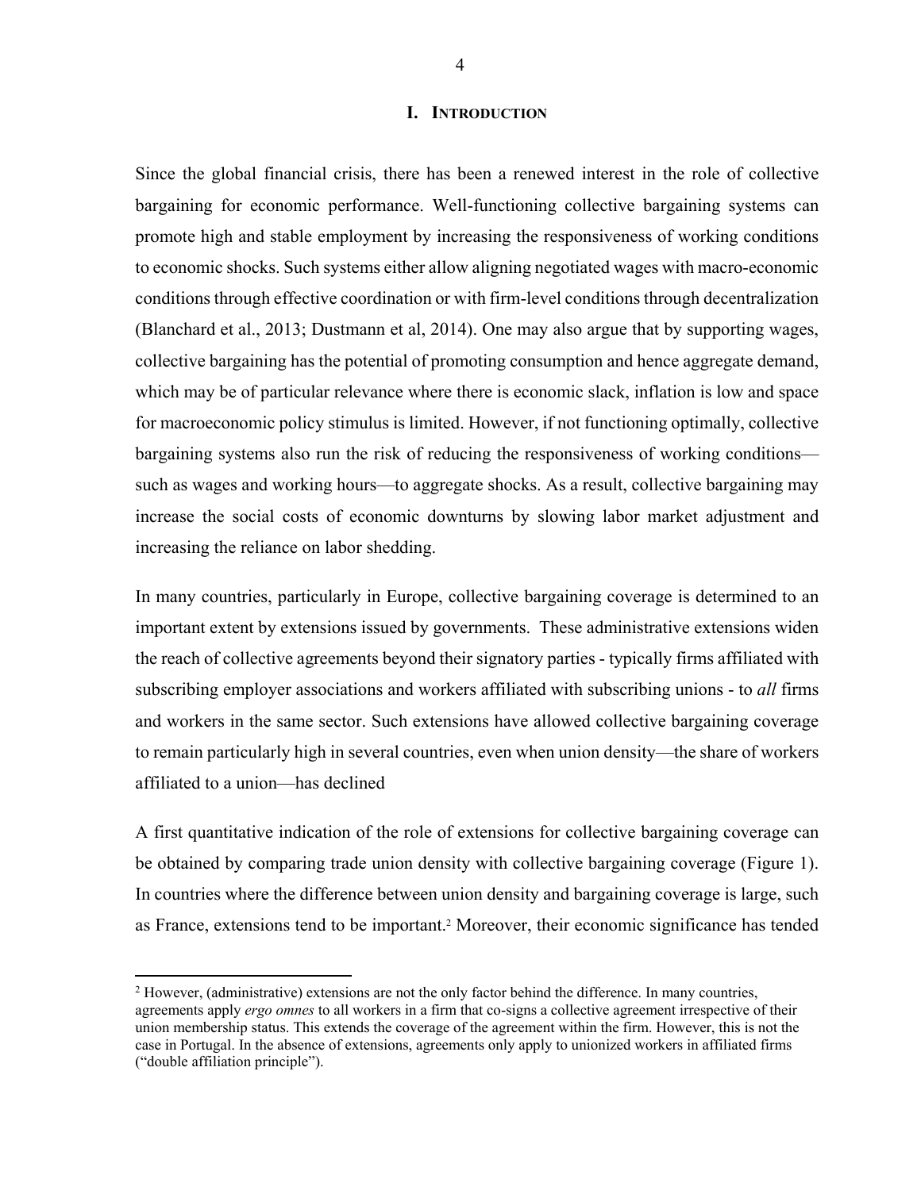# I. INTRODUCTION

Since the global financial crisis, there has been a renewed interest in the role of collective bargaining for economic performance. Well-functioning collective bargaining systems can promote high and stable employment by increasing the responsiveness of working conditions to economic shocks. Such systems either allow aligning negotiated wages with macro-economic conditions through effective coordination or with firm-level conditions through decentralization (Blanchard et al., 2013; Dustmann et al, 2014). One may also argue that by supporting wages, collective bargaining has the potential of promoting consumption and hence aggregate demand, which may be of particular relevance where there is economic slack, inflation is low and space for macroeconomic policy stimulus is limited. However, if not functioning optimally, collective bargaining systems also run the risk of reducing the responsiveness of working conditions—such as wages and working hours—to aggregate shocks. As a result, collective bargaining may increase the social costs of economic downturns by slowing labor market adjustment and increasing the reliance on labor shedding.

In many countries, particularly in Europe, collective bargaining coverage is determined to an important extent by extensions issued by governments. These administrative extensions widen the reach of collective agreements beyond their signatory parties - typically firms affiliated with subscribing employer associations and workers affiliated with subscribing unions - to *all* firms and workers in the same sector. Such extensions have allowed collective bargaining coverage to remain particularly high in several countries, even when union density—the share of workers affiliated to a union—has declined

A first quantitative indication of the role of extensions for collective bargaining coverage can be obtained by comparing trade union density with collective bargaining coverage (Figure 1). In countries where the difference between union density and bargaining coverage is large, such as France, extensions tend to be important.[2] Moreover, their economic significance has tended

[2] However, (administrative) extensions are not the only factor behind the difference. In many countries, agreements apply *ergo omnes* to all workers in a firm that co-signs a collective agreement irrespective of their union membership status. This extends the coverage of the agreement within the firm. However, this is not the case in Portugal. In the absence of extensions, agreements only apply to unionized workers in affiliated firms ("double affiliation principle").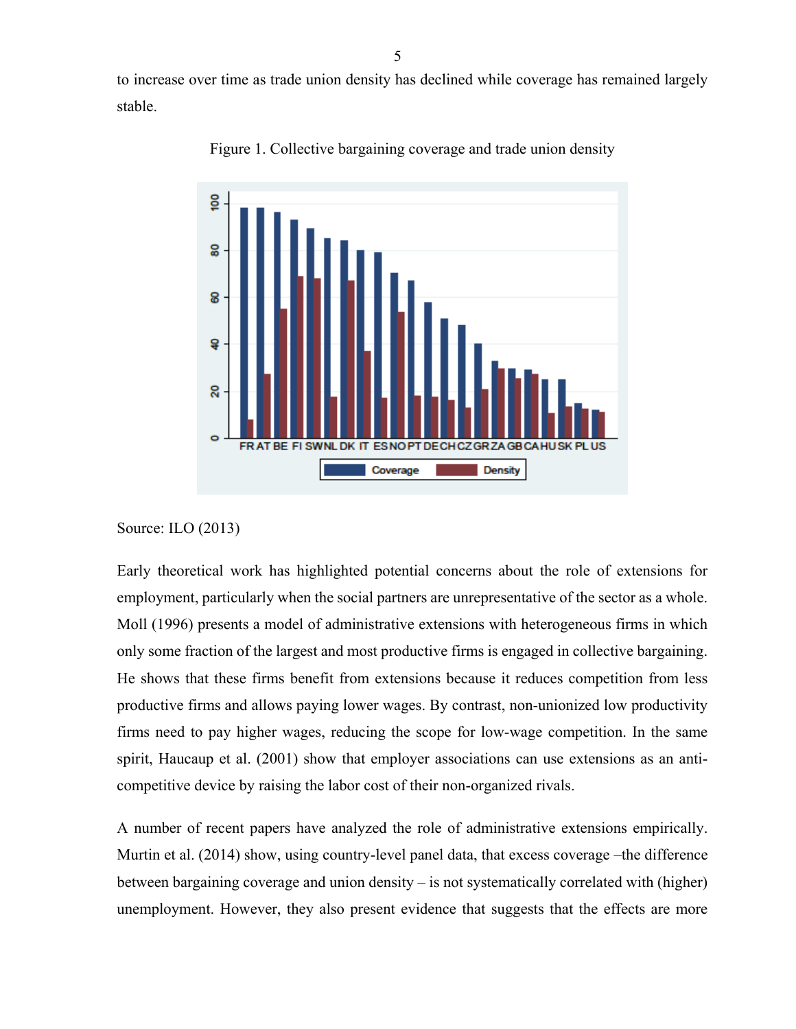to increase over time as trade union density has declined while coverage has remained largely stable.

Figure 1. Collective bargaining coverage and trade union density

Source: ILO (2013)

Early theoretical work has highlighted potential concerns about the role of extensions for employment, particularly when the social partners are unrepresentative of the sector as a whole. Moll (1996) presents a model of administrative extensions with heterogeneous firms in which only some fraction of the largest and most productive firms is engaged in collective bargaining. He shows that these firms benefit from extensions because it reduces competition from less productive firms and allows paying lower wages. By contrast, non-unionized low productivity firms need to pay higher wages, reducing the scope for low-wage competition. In the same spirit, Haucaup et al. (2001) show that employer associations can use extensions as an anti-competitive device by raising the labor cost of their non-organized rivals.

A number of recent papers have analyzed the role of administrative extensions empirically. Murtin et al. (2014) show, using country-level panel data, that excess coverage –the difference between bargaining coverage and union density – is not systematically correlated with (higher) unemployment. However, they also present evidence that suggests that the effects are more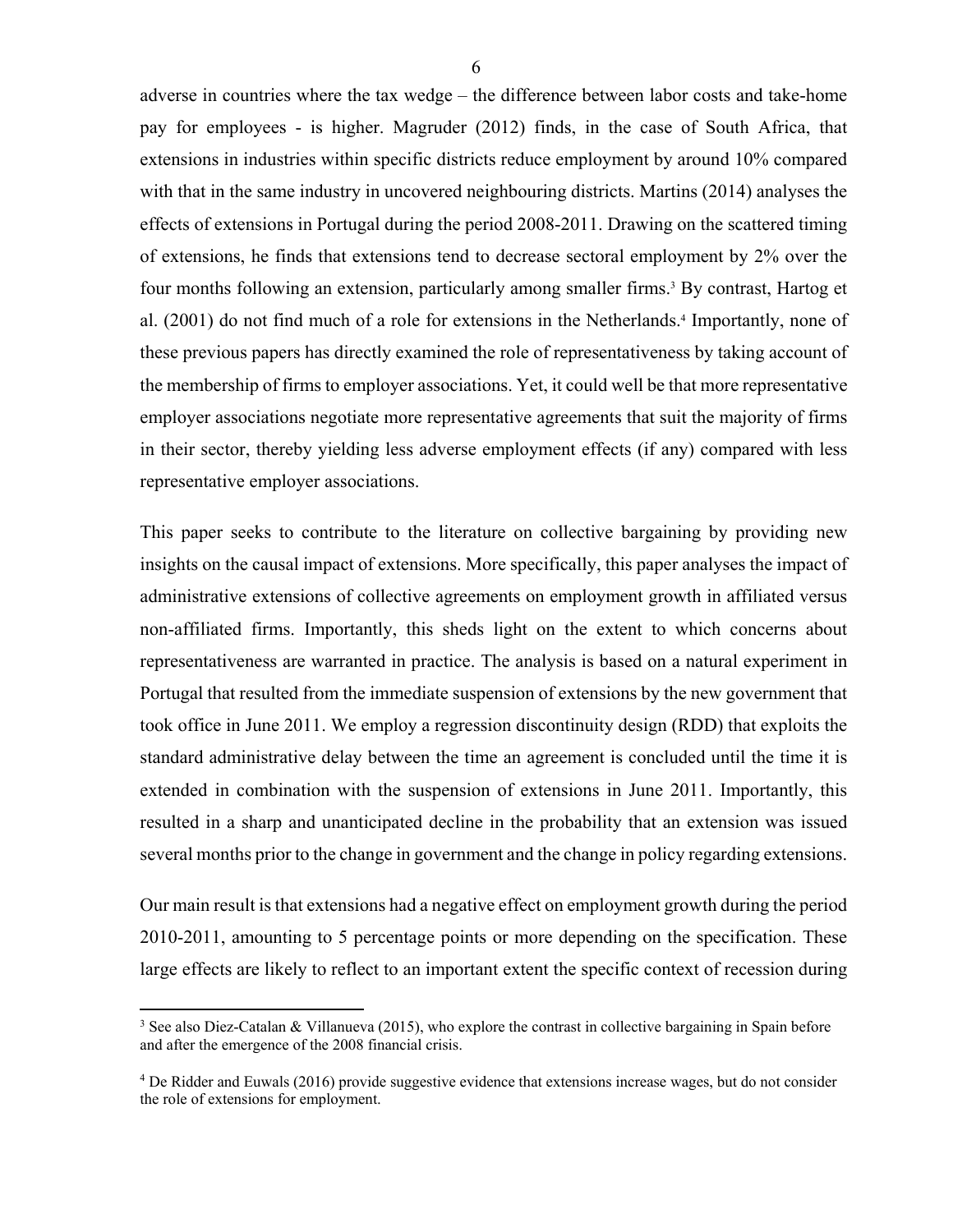adverse in countries where the tax wedge – the difference between labor costs and take-home pay for employees - is higher. Magruder (2012) finds, in the case of South Africa, that extensions in industries within specific districts reduce employment by around 10% compared with that in the same industry in uncovered neighbouring districts. Martins (2014) analyses the effects of extensions in Portugal during the period 2008-2011. Drawing on the scattered timing of extensions, he finds that extensions tend to decrease sectoral employment by 2% over the four months following an extension, particularly among smaller firms.[3] By contrast, Hartog et al. (2001) do not find much of a role for extensions in the Netherlands.[4] Importantly, none of these previous papers has directly examined the role of representativeness by taking account of the membership of firms to employer associations. Yet, it could well be that more representative employer associations negotiate more representative agreements that suit the majority of firms in their sector, thereby yielding less adverse employment effects (if any) compared with less representative employer associations.

This paper seeks to contribute to the literature on collective bargaining by providing new insights on the causal impact of extensions. More specifically, this paper analyses the impact of administrative extensions of collective agreements on employment growth in affiliated versus non-affiliated firms. Importantly, this sheds light on the extent to which concerns about representativeness are warranted in practice. The analysis is based on a natural experiment in Portugal that resulted from the immediate suspension of extensions by the new government that took office in June 2011. We employ a regression discontinuity design (RDD) that exploits the standard administrative delay between the time an agreement is concluded until the time it is extended in combination with the suspension of extensions in June 2011. Importantly, this resulted in a sharp and unanticipated decline in the probability that an extension was issued several months prior to the change in government and the change in policy regarding extensions.

Our main result is that extensions had a negative effect on employment growth during the period 2010-2011, amounting to 5 percentage points or more depending on the specification. These large effects are likely to reflect to an important extent the specific context of recession during

[3] See also Diez-Catalan & Villanueva (2015), who explore the contrast in collective bargaining in Spain before and after the emergence of the 2008 financial crisis.

[4] De Ridder and Euwals (2016) provide suggestive evidence that extensions increase wages, but do not consider the role of extensions for employment.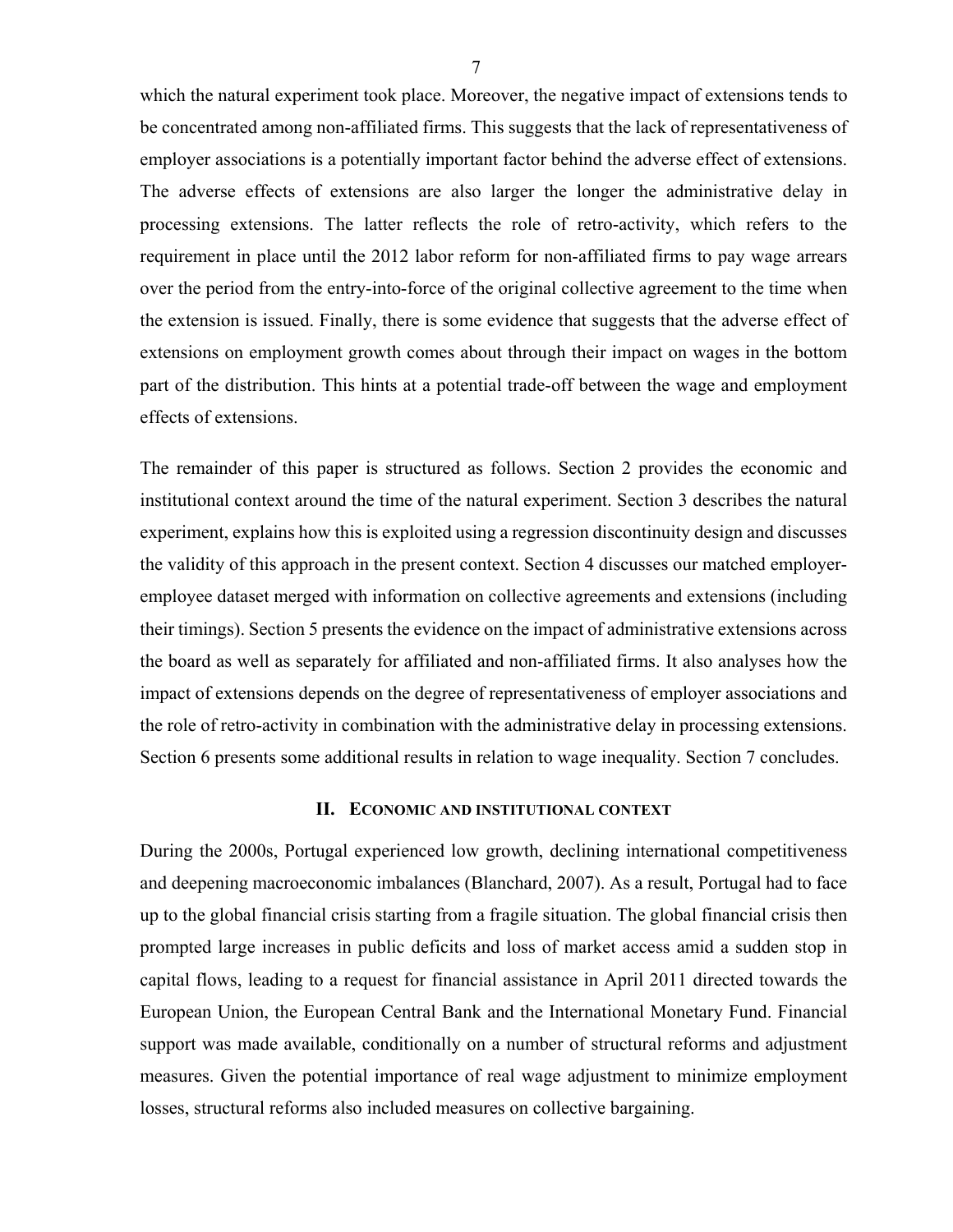which the natural experiment took place. Moreover, the negative impact of extensions tends to be concentrated among non-affiliated firms. This suggests that the lack of representativeness of employer associations is a potentially important factor behind the adverse effect of extensions. The adverse effects of extensions are also larger the longer the administrative delay in processing extensions. The latter reflects the role of retro-activity, which refers to the requirement in place until the 2012 labor reform for non-affiliated firms to pay wage arrears over the period from the entry-into-force of the original collective agreement to the time when the extension is issued. Finally, there is some evidence that suggests that the adverse effect of extensions on employment growth comes about through their impact on wages in the bottom part of the distribution. This hints at a potential trade-off between the wage and employment effects of extensions.

The remainder of this paper is structured as follows. Section 2 provides the economic and institutional context around the time of the natural experiment. Section 3 describes the natural experiment, explains how this is exploited using a regression discontinuity design and discusses the validity of this approach in the present context. Section 4 discusses our matched employer-employee dataset merged with information on collective agreements and extensions (including their timings). Section 5 presents the evidence on the impact of administrative extensions across the board as well as separately for affiliated and non-affiliated firms. It also analyses how the impact of extensions depends on the degree of representativeness of employer associations and the role of retro-activity in combination with the administrative delay in processing extensions. Section 6 presents some additional results in relation to wage inequality. Section 7 concludes.

## II. Economic and institutional context

During the 2000s, Portugal experienced low growth, declining international competitiveness and deepening macroeconomic imbalances (Blanchard, 2007). As a result, Portugal had to face up to the global financial crisis starting from a fragile situation. The global financial crisis then prompted large increases in public deficits and loss of market access amid a sudden stop in capital flows, leading to a request for financial assistance in April 2011 directed towards the European Union, the European Central Bank and the International Monetary Fund. Financial support was made available, conditionally on a number of structural reforms and adjustment measures. Given the potential importance of real wage adjustment to minimize employment losses, structural reforms also included measures on collective bargaining.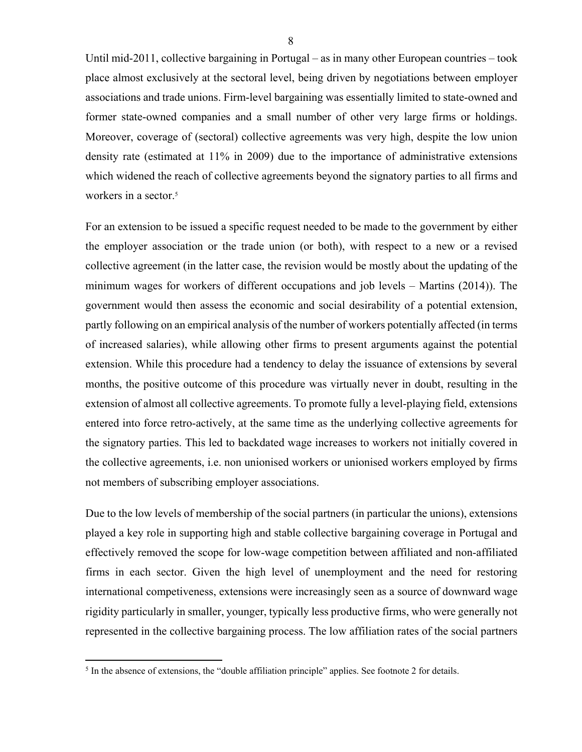Until mid-2011, collective bargaining in Portugal – as in many other European countries – took place almost exclusively at the sectoral level, being driven by negotiations between employer associations and trade unions. Firm-level bargaining was essentially limited to state-owned and former state-owned companies and a small number of other very large firms or holdings. Moreover, coverage of (sectoral) collective agreements was very high, despite the low union density rate (estimated at 11% in 2009) due to the importance of administrative extensions which widened the reach of collective agreements beyond the signatory parties to all firms and workers in a sector.[5]

For an extension to be issued a specific request needed to be made to the government by either the employer association or the trade union (or both), with respect to a new or a revised collective agreement (in the latter case, the revision would be mostly about the updating of the minimum wages for workers of different occupations and job levels – Martins (2014)). The government would then assess the economic and social desirability of a potential extension, partly following on an empirical analysis of the number of workers potentially affected (in terms of increased salaries), while allowing other firms to present arguments against the potential extension. While this procedure had a tendency to delay the issuance of extensions by several months, the positive outcome of this procedure was virtually never in doubt, resulting in the extension of almost all collective agreements. To promote fully a level-playing field, extensions entered into force retro-actively, at the same time as the underlying collective agreements for the signatory parties. This led to backdated wage increases to workers not initially covered in the collective agreements, i.e. non unionised workers or unionised workers employed by firms not members of subscribing employer associations.

Due to the low levels of membership of the social partners (in particular the unions), extensions played a key role in supporting high and stable collective bargaining coverage in Portugal and effectively removed the scope for low-wage competition between affiliated and non-affiliated firms in each sector. Given the high level of unemployment and the need for restoring international competiveness, extensions were increasingly seen as a source of downward wage rigidity particularly in smaller, younger, typically less productive firms, who were generally not represented in the collective bargaining process. The low affiliation rates of the social partners

[5] In the absence of extensions, the "double affiliation principle" applies. See footnote 2 for details.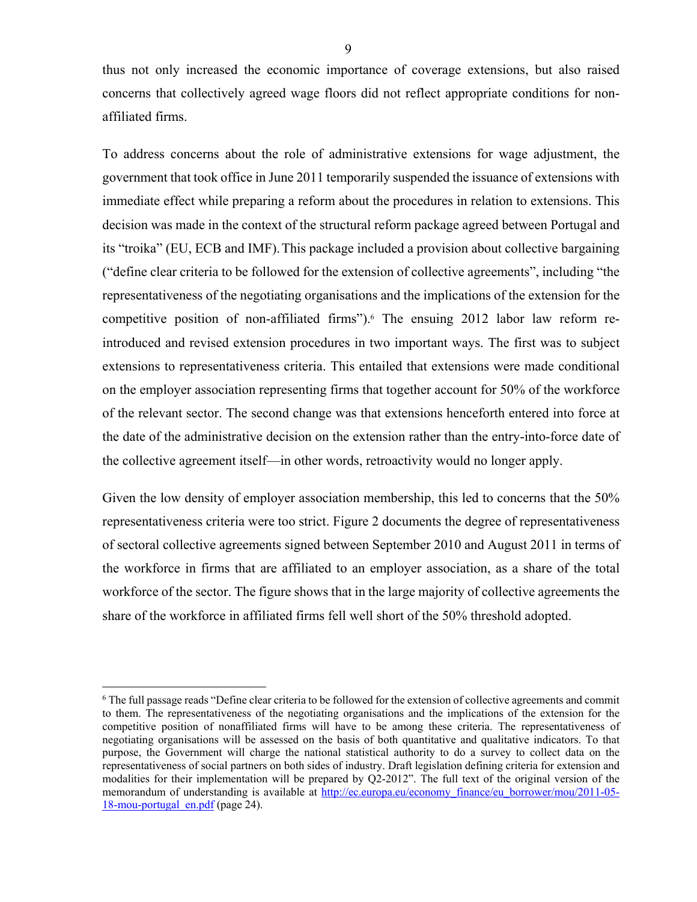thus not only increased the economic importance of coverage extensions, but also raised concerns that collectively agreed wage floors did not reflect appropriate conditions for non-affiliated firms.

To address concerns about the role of administrative extensions for wage adjustment, the government that took office in June 2011 temporarily suspended the issuance of extensions with immediate effect while preparing a reform about the procedures in relation to extensions. This decision was made in the context of the structural reform package agreed between Portugal and its "troika" (EU, ECB and IMF). This package included a provision about collective bargaining ("define clear criteria to be followed for the extension of collective agreements", including "the representativeness of the negotiating organisations and the implications of the extension for the competitive position of non-affiliated firms").[6] The ensuing 2012 labor law reform re-introduced and revised extension procedures in two important ways. The first was to subject extensions to representativeness criteria. This entailed that extensions were made conditional on the employer association representing firms that together account for 50% of the workforce of the relevant sector. The second change was that extensions henceforth entered into force at the date of the administrative decision on the extension rather than the entry-into-force date of the collective agreement itself—in other words, retroactivity would no longer apply.

Given the low density of employer association membership, this led to concerns that the 50% representativeness criteria were too strict. Figure 2 documents the degree of representativeness of sectoral collective agreements signed between September 2010 and August 2011 in terms of the workforce in firms that are affiliated to an employer association, as a share of the total workforce of the sector. The figure shows that in the large majority of collective agreements the share of the workforce in affiliated firms fell well short of the 50% threshold adopted.

---

[6] The full passage reads "Define clear criteria to be followed for the extension of collective agreements and commit to them. The representativeness of the negotiating organisations and the implications of the extension for the competitive position of nonaffiliated firms will have to be among these criteria. The representativeness of negotiating organisations will be assessed on the basis of both quantitative and qualitative indicators. To that purpose, the Government will charge the national statistical authority to do a survey to collect data on the representativeness of social partners on both sides of industry. Draft legislation defining criteria for extension and modalities for their implementation will be prepared by Q2-2012". The full text of the original version of the memorandum of understanding is available at http://ec.europa.eu/economy_finance/eu_borrower/mou/2011-05-18-mou-portugal_en.pdf (page 24).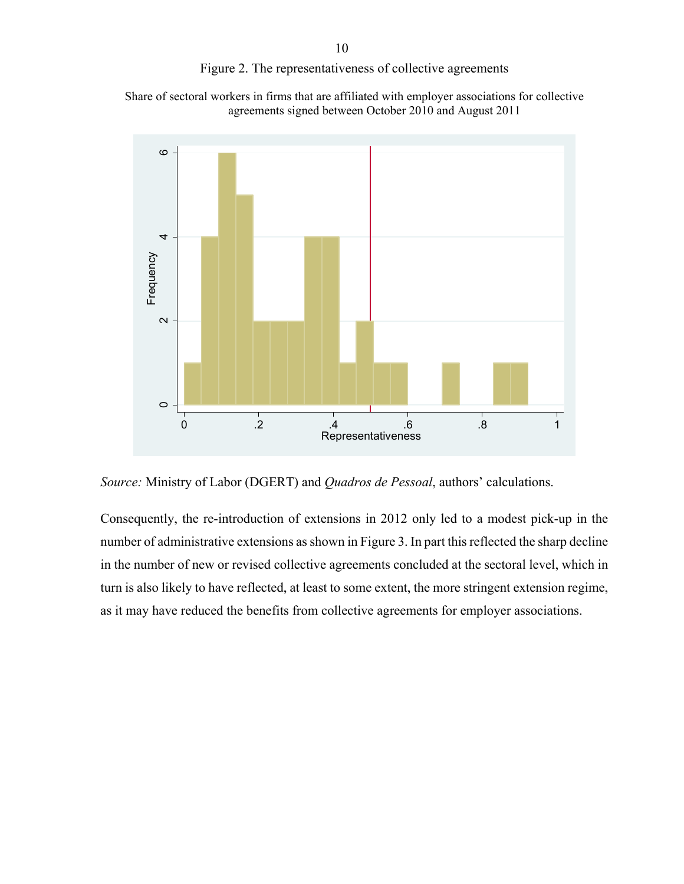Figure 2. The representativeness of collective agreements

Share of sectoral workers in firms that are affiliated with employer associations for collective agreements signed between October 2010 and August 2011

*Source:* Ministry of Labor (DGERT) and *Quadros de Pessoal*, authors' calculations.

Consequently, the re-introduction of extensions in 2012 only led to a modest pick-up in the number of administrative extensions as shown in Figure 3. In part this reflected the sharp decline in the number of new or revised collective agreements concluded at the sectoral level, which in turn is also likely to have reflected, at least to some extent, the more stringent extension regime, as it may have reduced the benefits from collective agreements for employer associations.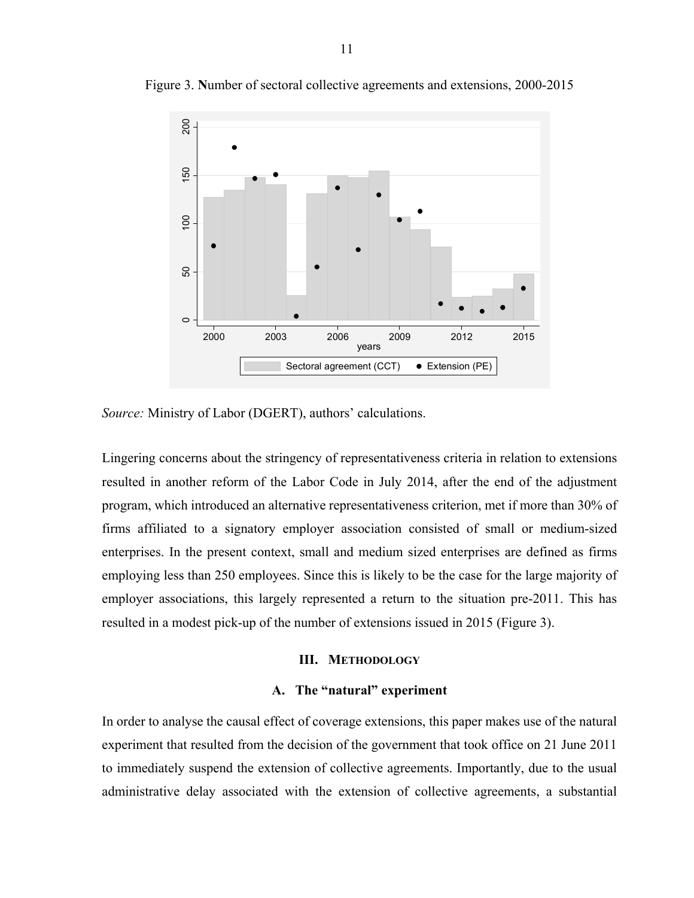Figure 3. Number of sectoral collective agreements and extensions, 2000-2015

*Source:* Ministry of Labor (DGERT), authors' calculations.

Lingering concerns about the stringency of representativeness criteria in relation to extensions resulted in another reform of the Labor Code in July 2014, after the end of the adjustment program, which introduced an alternative representativeness criterion, met if more than 30% of firms affiliated to a signatory employer association consisted of small or medium-sized enterprises. In the present context, small and medium sized enterprises are defined as firms employing less than 250 employees. Since this is likely to be the case for the large majority of employer associations, this largely represented a return to the situation pre-2011. This has resulted in a modest pick-up of the number of extensions issued in 2015 (Figure 3).

## III. Methodology

### A. The "natural" experiment

In order to analyse the causal effect of coverage extensions, this paper makes use of the natural experiment that resulted from the decision of the government that took office on 21 June 2011 to immediately suspend the extension of collective agreements. Importantly, due to the usual administrative delay associated with the extension of collective agreements, a substantial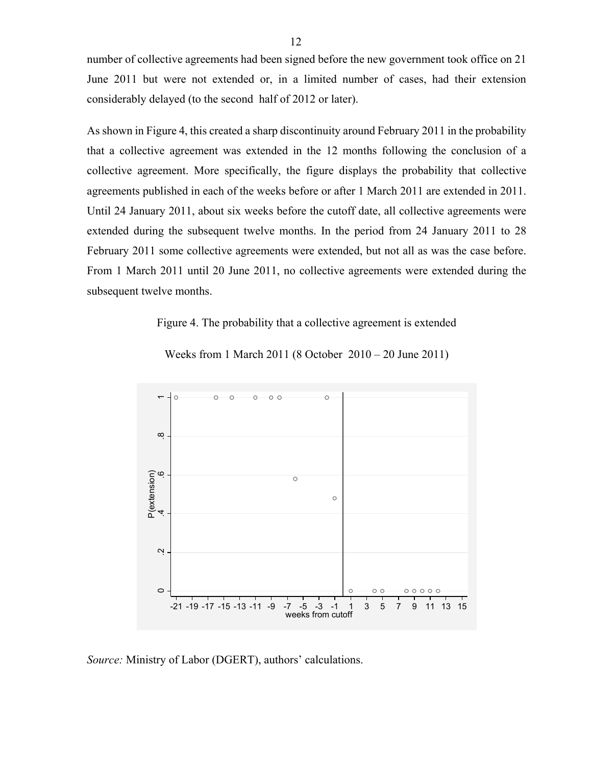number of collective agreements had been signed before the new government took office on 21 June 2011 but were not extended or, in a limited number of cases, had their extension considerably delayed (to the second half of 2012 or later).

As shown in Figure 4, this created a sharp discontinuity around February 2011 in the probability that a collective agreement was extended in the 12 months following the conclusion of a collective agreement. More specifically, the figure displays the probability that collective agreements published in each of the weeks before or after 1 March 2011 are extended in 2011. Until 24 January 2011, about six weeks before the cutoff date, all collective agreements were extended during the subsequent twelve months. In the period from 24 January 2011 to 28 February 2011 some collective agreements were extended, but not all as was the case before. From 1 March 2011 until 20 June 2011, no collective agreements were extended during the subsequent twelve months.

Figure 4. The probability that a collective agreement is extended

Weeks from 1 March 2011 (8 October 2010 – 20 June 2011)

*Source:* Ministry of Labor (DGERT), authors' calculations.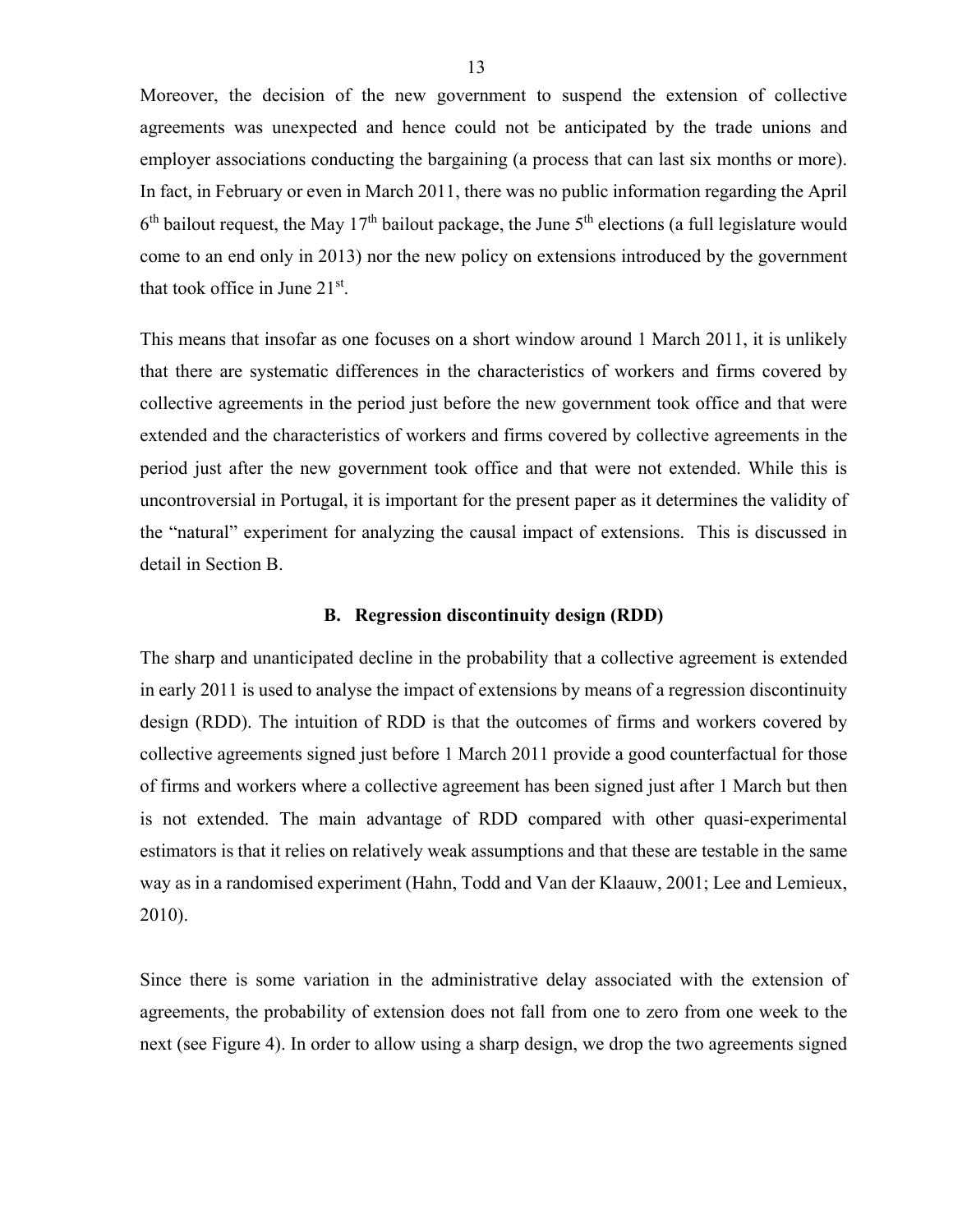Moreover, the decision of the new government to suspend the extension of collective agreements was unexpected and hence could not be anticipated by the trade unions and employer associations conducting the bargaining (a process that can last six months or more). In fact, in February or even in March 2011, there was no public information regarding the April 6th bailout request, the May 17th bailout package, the June 5th elections (a full legislature would come to an end only in 2013) nor the new policy on extensions introduced by the government that took office in June 21st.

This means that insofar as one focuses on a short window around 1 March 2011, it is unlikely that there are systematic differences in the characteristics of workers and firms covered by collective agreements in the period just before the new government took office and that were extended and the characteristics of workers and firms covered by collective agreements in the period just after the new government took office and that were not extended. While this is uncontroversial in Portugal, it is important for the present paper as it determines the validity of the "natural" experiment for analyzing the causal impact of extensions. This is discussed in detail in Section B.

### B. Regression discontinuity design (RDD)

The sharp and unanticipated decline in the probability that a collective agreement is extended in early 2011 is used to analyse the impact of extensions by means of a regression discontinuity design (RDD). The intuition of RDD is that the outcomes of firms and workers covered by collective agreements signed just before 1 March 2011 provide a good counterfactual for those of firms and workers where a collective agreement has been signed just after 1 March but then is not extended. The main advantage of RDD compared with other quasi-experimental estimators is that it relies on relatively weak assumptions and that these are testable in the same way as in a randomised experiment (Hahn, Todd and Van der Klaauw, 2001; Lee and Lemieux, 2010).

Since there is some variation in the administrative delay associated with the extension of agreements, the probability of extension does not fall from one to zero from one week to the next (see Figure 4). In order to allow using a sharp design, we drop the two agreements signed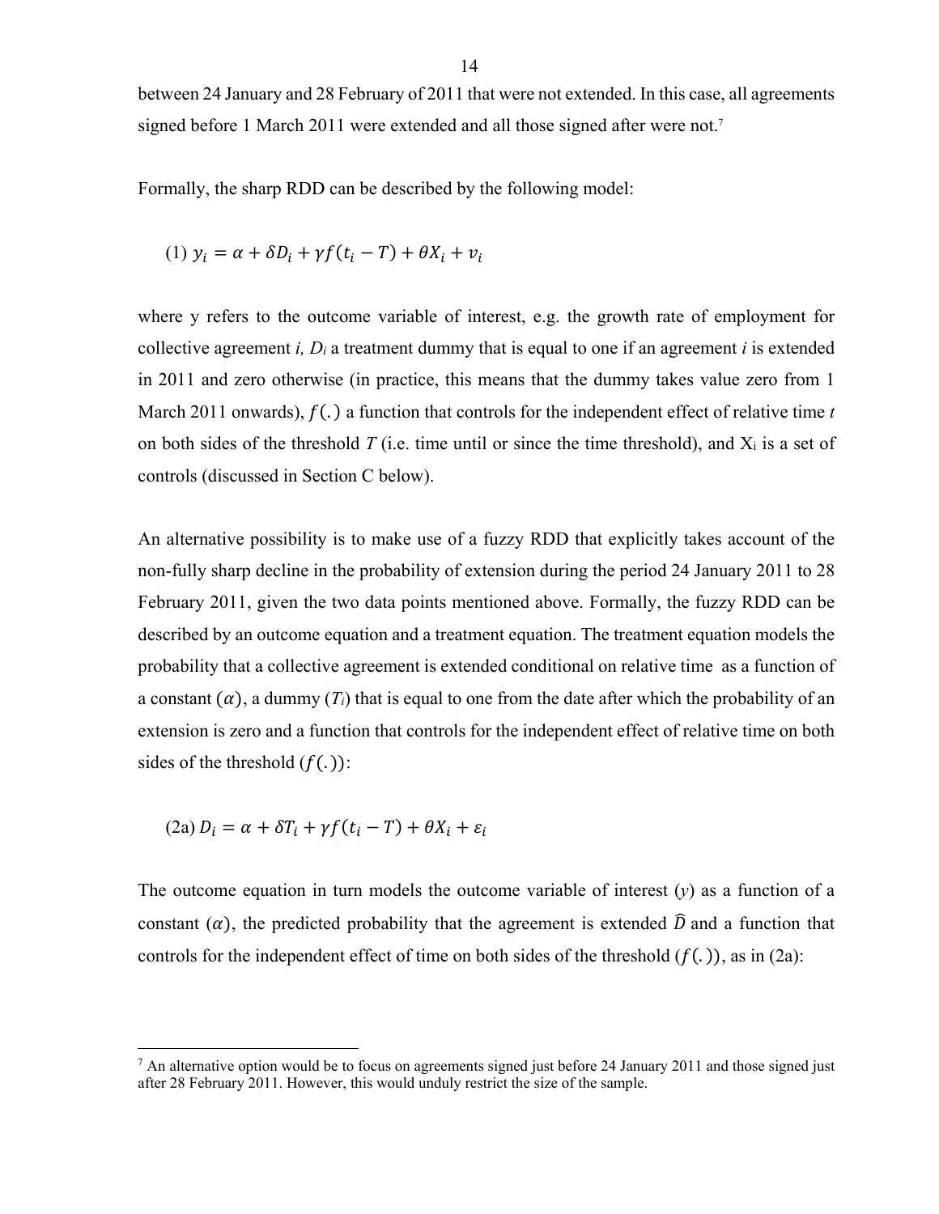between 24 January and 28 February of 2011 that were not extended. In this case, all agreements signed before 1 March 2011 were extended and all those signed after were not.[7]

Formally, the sharp RDD can be described by the following model:

$$(1)\ y_i = \alpha + \delta D_i + \gamma f(t_i - T) + \theta X_i + v_i$$

where y refers to the outcome variable of interest, e.g. the growth rate of employment for collective agreement *i*, $D_i$ a treatment dummy that is equal to one if an agreement *i* is extended in 2011 and zero otherwise (in practice, this means that the dummy takes value zero from 1 March 2011 onwards), $f(.)$ a function that controls for the independent effect of relative time *t* on both sides of the threshold *T* (i.e. time until or since the time threshold), and $X_i$ is a set of controls (discussed in Section C below).

An alternative possibility is to make use of a fuzzy RDD that explicitly takes account of the non-fully sharp decline in the probability of extension during the period 24 January 2011 to 28 February 2011, given the two data points mentioned above. Formally, the fuzzy RDD can be described by an outcome equation and a treatment equation. The treatment equation models the probability that a collective agreement is extended conditional on relative time as a function of a constant $(\alpha)$, a dummy ($T_i$) that is equal to one from the date after which the probability of an extension is zero and a function that controls for the independent effect of relative time on both sides of the threshold $(f(.))$:

$$(2a)\ D_i = \alpha + \delta T_i + \gamma f(t_i - T) + \theta X_i + \varepsilon_i$$

The outcome equation in turn models the outcome variable of interest (*y*) as a function of a constant $(\alpha)$, the predicted probability that the agreement is extended $\widehat{D}$ and a function that controls for the independent effect of time on both sides of the threshold $(f(.))$, as in (2a):

[7] An alternative option would be to focus on agreements signed just before 24 January 2011 and those signed just after 28 February 2011. However, this would unduly restrict the size of the sample.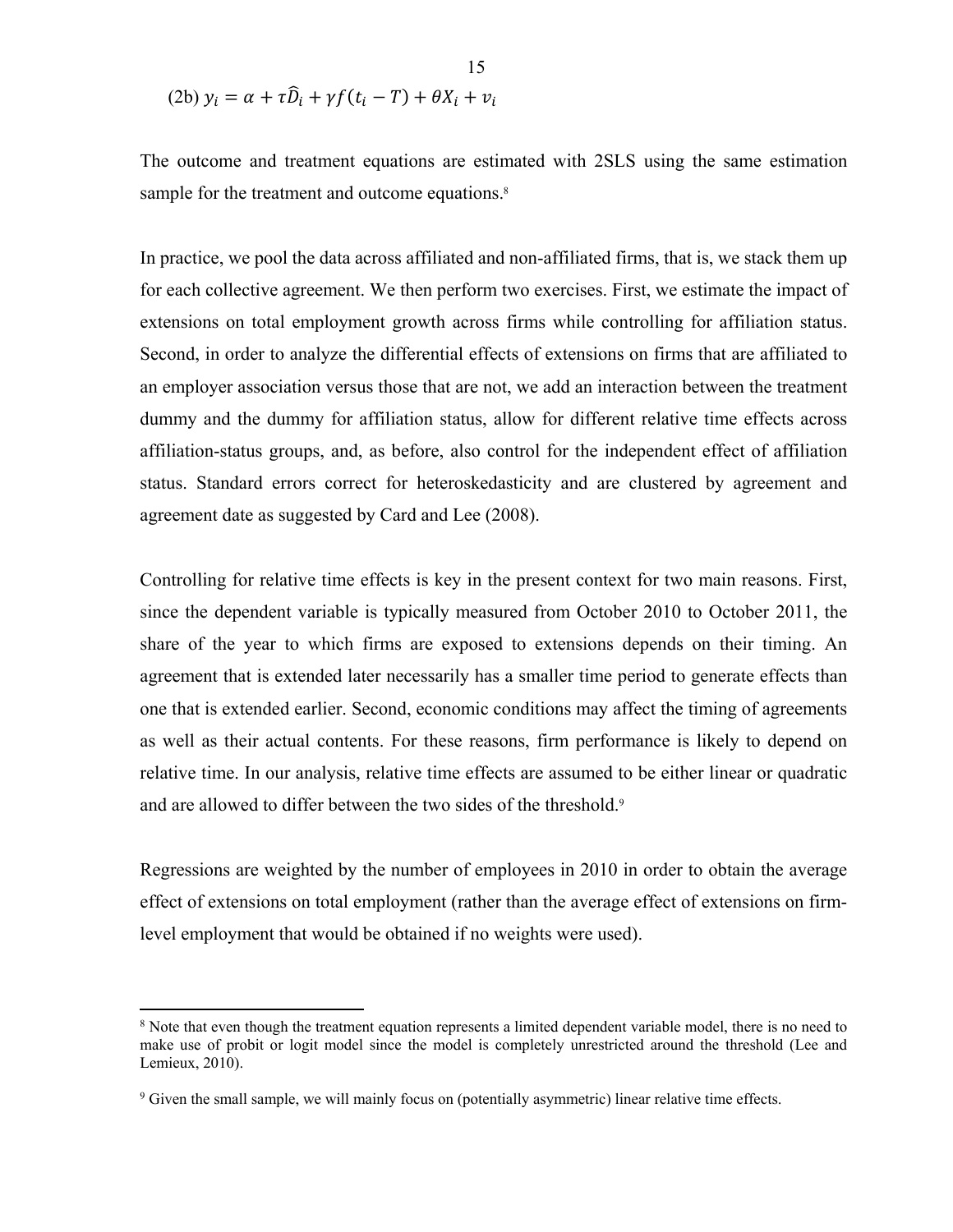$$(2b)\ y_i = \alpha + \tau \widehat{D}_i + \gamma f(t_i - T) + \theta X_i + v_i$$

The outcome and treatment equations are estimated with 2SLS using the same estimation sample for the treatment and outcome equations.[8]

In practice, we pool the data across affiliated and non-affiliated firms, that is, we stack them up for each collective agreement. We then perform two exercises. First, we estimate the impact of extensions on total employment growth across firms while controlling for affiliation status. Second, in order to analyze the differential effects of extensions on firms that are affiliated to an employer association versus those that are not, we add an interaction between the treatment dummy and the dummy for affiliation status, allow for different relative time effects across affiliation-status groups, and, as before, also control for the independent effect of affiliation status. Standard errors correct for heteroskedasticity and are clustered by agreement and agreement date as suggested by Card and Lee (2008).

Controlling for relative time effects is key in the present context for two main reasons. First, since the dependent variable is typically measured from October 2010 to October 2011, the share of the year to which firms are exposed to extensions depends on their timing. An agreement that is extended later necessarily has a smaller time period to generate effects than one that is extended earlier. Second, economic conditions may affect the timing of agreements as well as their actual contents. For these reasons, firm performance is likely to depend on relative time. In our analysis, relative time effects are assumed to be either linear or quadratic and are allowed to differ between the two sides of the threshold.[9]

Regressions are weighted by the number of employees in 2010 in order to obtain the average effect of extensions on total employment (rather than the average effect of extensions on firm-level employment that would be obtained if no weights were used).

---

[8] Note that even though the treatment equation represents a limited dependent variable model, there is no need to make use of probit or logit model since the model is completely unrestricted around the threshold (Lee and Lemieux, 2010).

[9] Given the small sample, we will mainly focus on (potentially asymmetric) linear relative time effects.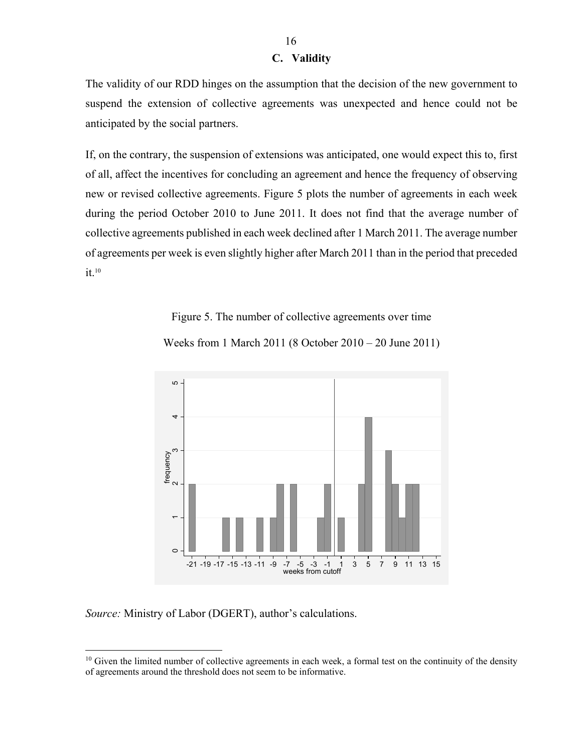### C. Validity

The validity of our RDD hinges on the assumption that the decision of the new government to suspend the extension of collective agreements was unexpected and hence could not be anticipated by the social partners.

If, on the contrary, the suspension of extensions was anticipated, one would expect this to, first of all, affect the incentives for concluding an agreement and hence the frequency of observing new or revised collective agreements. Figure 5 plots the number of agreements in each week during the period October 2010 to June 2011. It does not find that the average number of collective agreements published in each week declined after 1 March 2011. The average number of agreements per week is even slightly higher after March 2011 than in the period that preceded it.[10]

Figure 5. The number of collective agreements over time

Weeks from 1 March 2011 (8 October 2010 – 20 June 2011)

*Source:* Ministry of Labor (DGERT), author's calculations.

[10] Given the limited number of collective agreements in each week, a formal test on the continuity of the density of agreements around the threshold does not seem to be informative.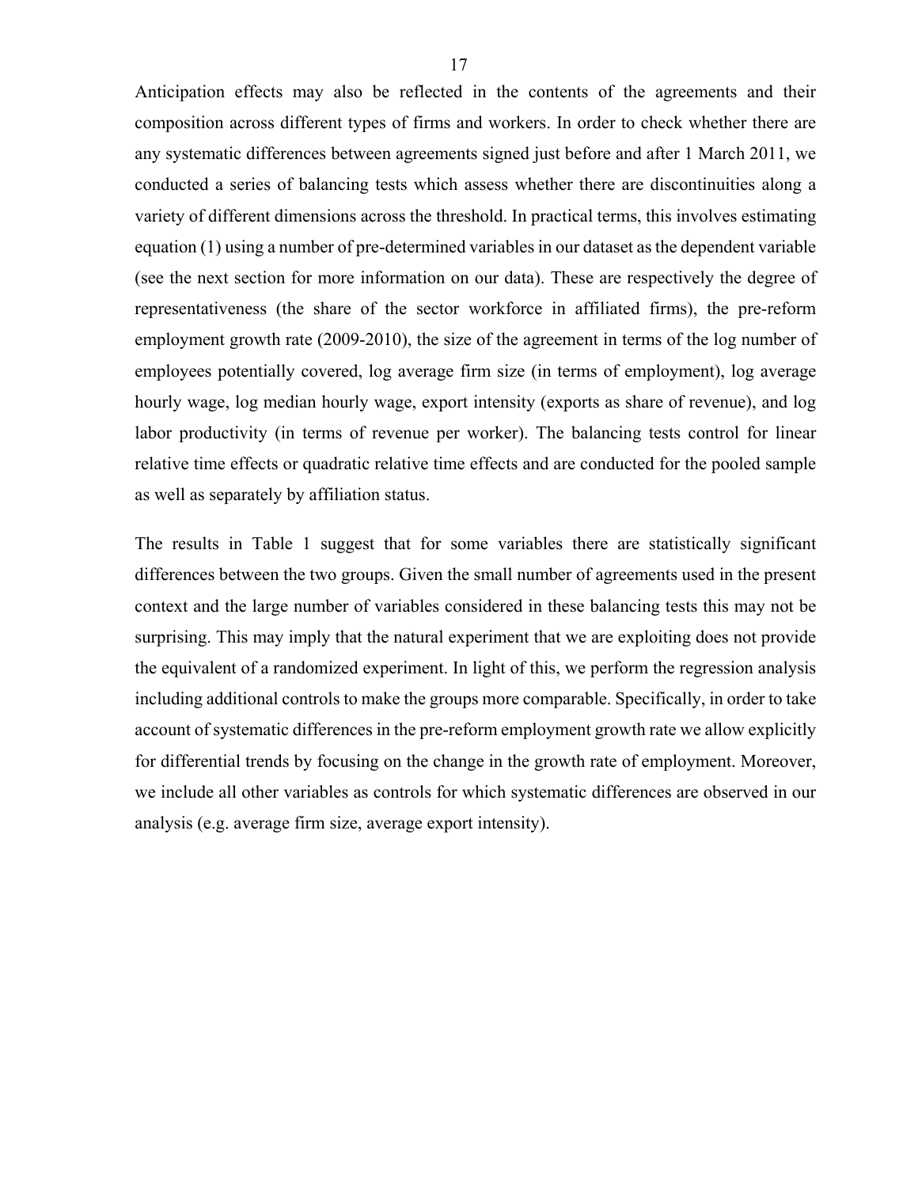Anticipation effects may also be reflected in the contents of the agreements and their composition across different types of firms and workers. In order to check whether there are any systematic differences between agreements signed just before and after 1 March 2011, we conducted a series of balancing tests which assess whether there are discontinuities along a variety of different dimensions across the threshold. In practical terms, this involves estimating equation (1) using a number of pre-determined variables in our dataset as the dependent variable (see the next section for more information on our data). These are respectively the degree of representativeness (the share of the sector workforce in affiliated firms), the pre-reform employment growth rate (2009-2010), the size of the agreement in terms of the log number of employees potentially covered, log average firm size (in terms of employment), log average hourly wage, log median hourly wage, export intensity (exports as share of revenue), and log labor productivity (in terms of revenue per worker). The balancing tests control for linear relative time effects or quadratic relative time effects and are conducted for the pooled sample as well as separately by affiliation status.

The results in Table 1 suggest that for some variables there are statistically significant differences between the two groups. Given the small number of agreements used in the present context and the large number of variables considered in these balancing tests this may not be surprising. This may imply that the natural experiment that we are exploiting does not provide the equivalent of a randomized experiment. In light of this, we perform the regression analysis including additional controls to make the groups more comparable. Specifically, in order to take account of systematic differences in the pre-reform employment growth rate we allow explicitly for differential trends by focusing on the change in the growth rate of employment. Moreover, we include all other variables as controls for which systematic differences are observed in our analysis (e.g. average firm size, average export intensity).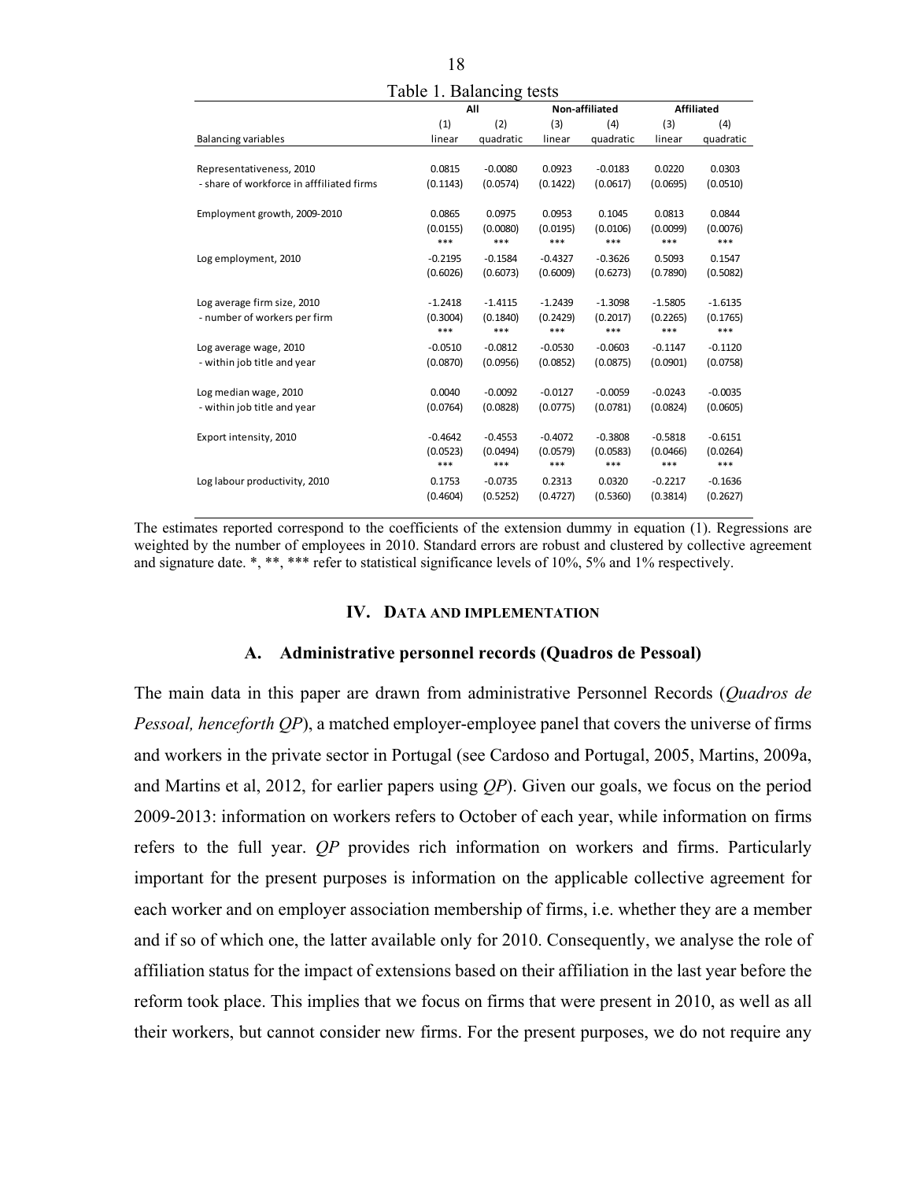Table 1. Balancing tests

| Balancing variables | All (1) linear | All (2) quadratic | Non-affiliated (3) linear | Non-affiliated (4) quadratic | Affiliated (3) linear | Affiliated (4) quadratic |
|---|---|---|---|---|---|---|
| Representativeness, 2010 | 0.0815 | -0.0080 | 0.0923 | -0.0183 | 0.0220 | 0.0303 |
| - share of workforce in afffiliated firms | (0.1143) | (0.0574) | (0.1422) | (0.0617) | (0.0695) | (0.0510) |
| Employment growth, 2009-2010 | 0.0865 | 0.0975 | 0.0953 | 0.1045 | 0.0813 | 0.0844 |
| | (0.0155) | (0.0080) | (0.0195) | (0.0106) | (0.0099) | (0.0076) |
| | *** | *** | *** | *** | *** | *** |
| Log employment, 2010 | -0.2195 | -0.1584 | -0.4327 | -0.3626 | 0.5093 | 0.1547 |
| | (0.6026) | (0.6073) | (0.6009) | (0.6273) | (0.7890) | (0.5082) |
| Log average firm size, 2010 | -1.2418 | -1.4115 | -1.2439 | -1.3098 | -1.5805 | -1.6135 |
| - number of workers per firm | (0.3004) | (0.1840) | (0.2429) | (0.2017) | (0.2265) | (0.1765) |
| | *** | *** | *** | *** | *** | *** |
| Log average wage, 2010 | -0.0510 | -0.0812 | -0.0530 | -0.0603 | -0.1147 | -0.1120 |
| - within job title and year | (0.0870) | (0.0956) | (0.0852) | (0.0875) | (0.0901) | (0.0758) |
| Log median wage, 2010 | 0.0040 | -0.0092 | -0.0127 | -0.0059 | -0.0243 | -0.0035 |
| - within job title and year | (0.0764) | (0.0828) | (0.0775) | (0.0781) | (0.0824) | (0.0605) |
| Export intensity, 2010 | -0.4642 | -0.4553 | -0.4072 | -0.3808 | -0.5818 | -0.6151 |
| | (0.0523) | (0.0494) | (0.0579) | (0.0583) | (0.0466) | (0.0264) |
| | *** | *** | *** | *** | *** | *** |
| Log labour productivity, 2010 | 0.1753 | -0.0735 | 0.2313 | 0.0320 | -0.2217 | -0.1636 |
| | (0.4604) | (0.5252) | (0.4727) | (0.5360) | (0.3814) | (0.2627) |

The estimates reported correspond to the coefficients of the extension dummy in equation (1). Regressions are weighted by the number of employees in 2010. Standard errors are robust and clustered by collective agreement and signature date. *, **, *** refer to statistical significance levels of 10%, 5% and 1% respectively.

## IV. Data and Implementation

### A. Administrative personnel records (Quadros de Pessoal)

The main data in this paper are drawn from administrative Personnel Records (*Quadros de Pessoal, henceforth QP*), a matched employer-employee panel that covers the universe of firms and workers in the private sector in Portugal (see Cardoso and Portugal, 2005, Martins, 2009a, and Martins et al, 2012, for earlier papers using *QP*). Given our goals, we focus on the period 2009-2013: information on workers refers to October of each year, while information on firms refers to the full year. *QP* provides rich information on workers and firms. Particularly important for the present purposes is information on the applicable collective agreement for each worker and on employer association membership of firms, i.e. whether they are a member and if so of which one, the latter available only for 2010. Consequently, we analyse the role of affiliation status for the impact of extensions based on their affiliation in the last year before the reform took place. This implies that we focus on firms that were present in 2010, as well as all their workers, but cannot consider new firms. For the present purposes, we do not require any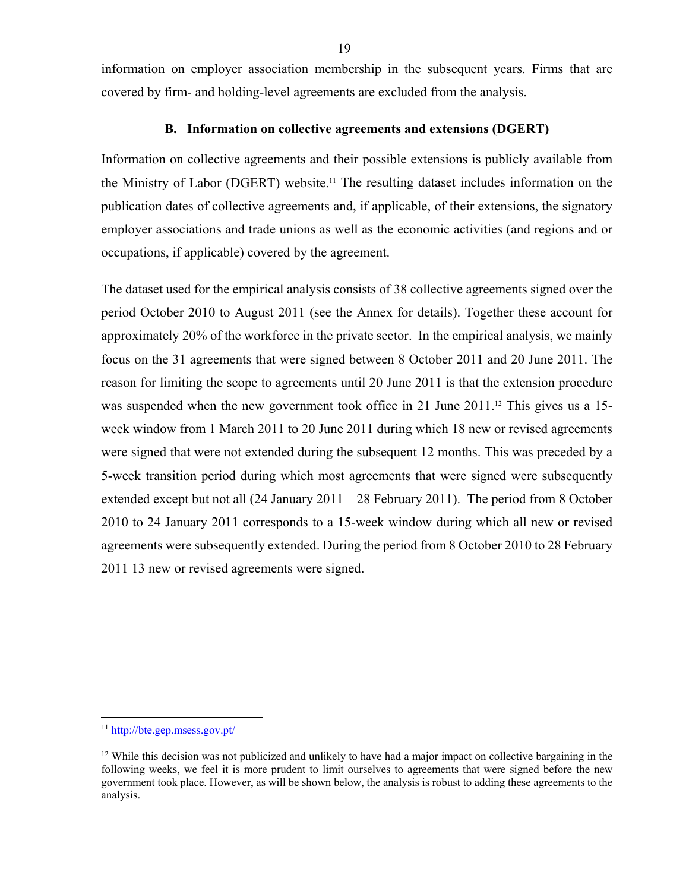information on employer association membership in the subsequent years. Firms that are covered by firm- and holding-level agreements are excluded from the analysis.

### B. Information on collective agreements and extensions (DGERT)

Information on collective agreements and their possible extensions is publicly available from the Ministry of Labor (DGERT) website.[11] The resulting dataset includes information on the publication dates of collective agreements and, if applicable, of their extensions, the signatory employer associations and trade unions as well as the economic activities (and regions and or occupations, if applicable) covered by the agreement.

The dataset used for the empirical analysis consists of 38 collective agreements signed over the period October 2010 to August 2011 (see the Annex for details). Together these account for approximately 20% of the workforce in the private sector. In the empirical analysis, we mainly focus on the 31 agreements that were signed between 8 October 2011 and 20 June 2011. The reason for limiting the scope to agreements until 20 June 2011 is that the extension procedure was suspended when the new government took office in 21 June 2011.[12] This gives us a 15-week window from 1 March 2011 to 20 June 2011 during which 18 new or revised agreements were signed that were not extended during the subsequent 12 months. This was preceded by a 5-week transition period during which most agreements that were signed were subsequently extended except but not all (24 January 2011 – 28 February 2011). The period from 8 October 2010 to 24 January 2011 corresponds to a 15-week window during which all new or revised agreements were subsequently extended. During the period from 8 October 2010 to 28 February 2011 13 new or revised agreements were signed.

---

[11] http://bte.gep.msess.gov.pt/

[12] While this decision was not publicized and unlikely to have had a major impact on collective bargaining in the following weeks, we feel it is more prudent to limit ourselves to agreements that were signed before the new government took place. However, as will be shown below, the analysis is robust to adding these agreements to the analysis.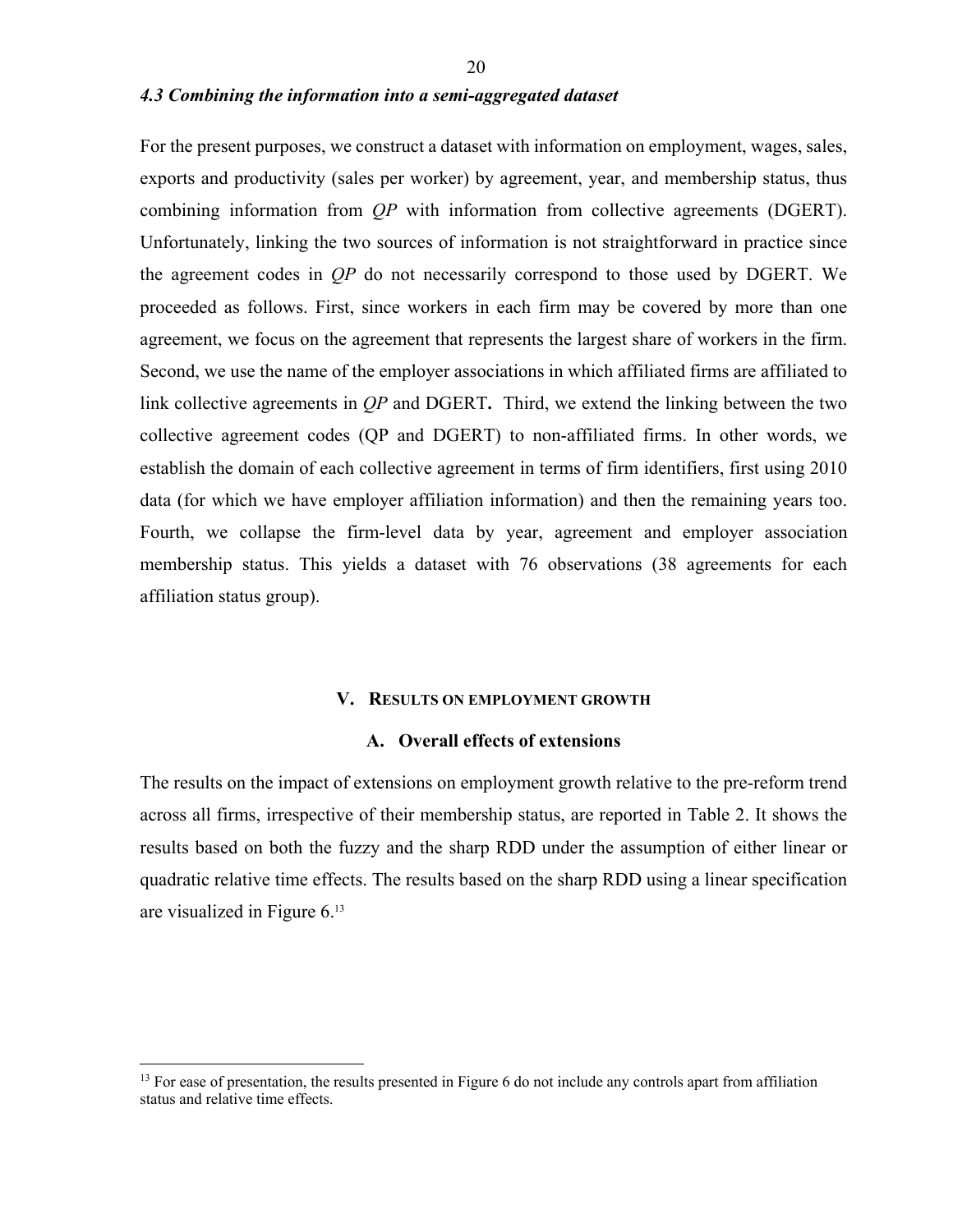### *4.3 Combining the information into a semi-aggregated dataset*

For the present purposes, we construct a dataset with information on employment, wages, sales, exports and productivity (sales per worker) by agreement, year, and membership status, thus combining information from *QP* with information from collective agreements (DGERT). Unfortunately, linking the two sources of information is not straightforward in practice since the agreement codes in *QP* do not necessarily correspond to those used by DGERT. We proceeded as follows. First, since workers in each firm may be covered by more than one agreement, we focus on the agreement that represents the largest share of workers in the firm. Second, we use the name of the employer associations in which affiliated firms are affiliated to link collective agreements in *QP* and DGERT**.** Third, we extend the linking between the two collective agreement codes (QP and DGERT) to non-affiliated firms. In other words, we establish the domain of each collective agreement in terms of firm identifiers, first using 2010 data (for which we have employer affiliation information) and then the remaining years too. Fourth, we collapse the firm-level data by year, agreement and employer association membership status. This yields a dataset with 76 observations (38 agreements for each affiliation status group).

## V. Results on employment growth

### A. Overall effects of extensions

The results on the impact of extensions on employment growth relative to the pre-reform trend across all firms, irrespective of their membership status, are reported in Table 2. It shows the results based on both the fuzzy and the sharp RDD under the assumption of either linear or quadratic relative time effects. The results based on the sharp RDD using a linear specification are visualized in Figure 6.[13]

[13] For ease of presentation, the results presented in Figure 6 do not include any controls apart from affiliation status and relative time effects.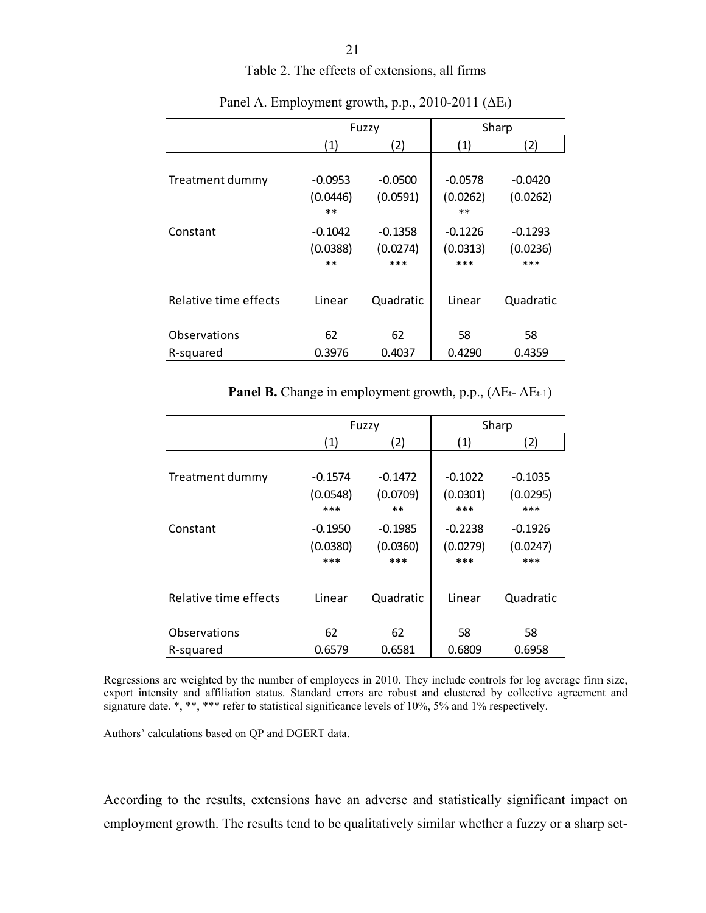Table 2. The effects of extensions, all firms

Panel A. Employment growth, p.p., 2010-2011 ($\Delta E_t$)

| | Fuzzy | | Sharp | |
|---|---|---|---|---|
| | (1) | (2) | (1) | (2) |
| Treatment dummy | -0.0953 | -0.0500 | -0.0578 | -0.0420 |
| | (0.0446) | (0.0591) | (0.0262) | (0.0262) |
| | ** | | ** | |
| Constant | -0.1042 | -0.1358 | -0.1226 | -0.1293 |
| | (0.0388) | (0.0274) | (0.0313) | (0.0236) |
| | ** | *** | *** | *** |
| Relative time effects | Linear | Quadratic | Linear | Quadratic |
| Observations | 62 | 62 | 58 | 58 |
| R-squared | 0.3976 | 0.4037 | 0.4290 | 0.4359 |

**Panel B.** Change in employment growth, p.p., ($\Delta E_t$- $\Delta E_{t-1}$)

| | Fuzzy | | Sharp | |
|---|---|---|---|---|
| | (1) | (2) | (1) | (2) |
| Treatment dummy | -0.1574 | -0.1472 | -0.1022 | -0.1035 |
| | (0.0548) | (0.0709) | (0.0301) | (0.0295) |
| | *** | ** | *** | *** |
| Constant | -0.1950 | -0.1985 | -0.2238 | -0.1926 |
| | (0.0380) | (0.0360) | (0.0279) | (0.0247) |
| | *** | *** | *** | *** |
| Relative time effects | Linear | Quadratic | Linear | Quadratic |
| Observations | 62 | 62 | 58 | 58 |
| R-squared | 0.6579 | 0.6581 | 0.6809 | 0.6958 |

Regressions are weighted by the number of employees in 2010. They include controls for log average firm size, export intensity and affiliation status. Standard errors are robust and clustered by collective agreement and signature date. *, **, *** refer to statistical significance levels of 10%, 5% and 1% respectively.

Authors' calculations based on QP and DGERT data.

According to the results, extensions have an adverse and statistically significant impact on employment growth. The results tend to be qualitatively similar whether a fuzzy or a sharp set-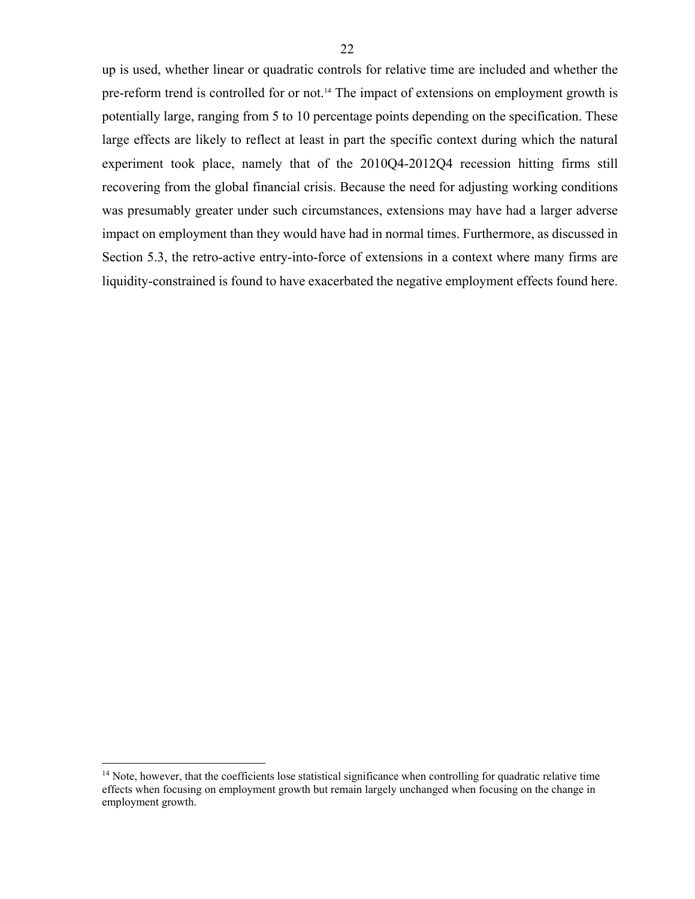up is used, whether linear or quadratic controls for relative time are included and whether the pre-reform trend is controlled for or not.[14] The impact of extensions on employment growth is potentially large, ranging from 5 to 10 percentage points depending on the specification. These large effects are likely to reflect at least in part the specific context during which the natural experiment took place, namely that of the 2010Q4-2012Q4 recession hitting firms still recovering from the global financial crisis. Because the need for adjusting working conditions was presumably greater under such circumstances, extensions may have had a larger adverse impact on employment than they would have had in normal times. Furthermore, as discussed in Section 5.3, the retro-active entry-into-force of extensions in a context where many firms are liquidity-constrained is found to have exacerbated the negative employment effects found here.

[14] Note, however, that the coefficients lose statistical significance when controlling for quadratic relative time effects when focusing on employment growth but remain largely unchanged when focusing on the change in employment growth.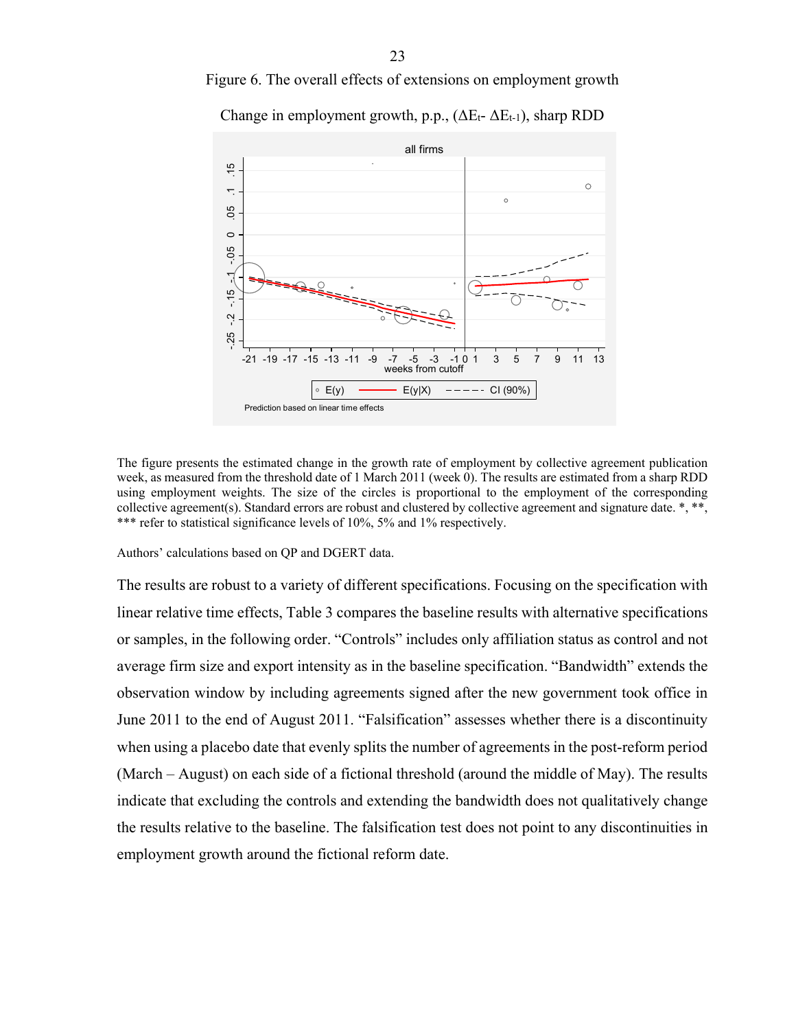Figure 6. The overall effects of extensions on employment growth

Change in employment growth, p.p., ($\Delta E_t$- $\Delta E_{t-1}$), sharp RDD

The figure presents the estimated change in the growth rate of employment by collective agreement publication week, as measured from the threshold date of 1 March 2011 (week 0). The results are estimated from a sharp RDD using employment weights. The size of the circles is proportional to the employment of the corresponding collective agreement(s). Standard errors are robust and clustered by collective agreement and signature date. *, **, *** refer to statistical significance levels of 10%, 5% and 1% respectively.

Authors' calculations based on QP and DGERT data.

The results are robust to a variety of different specifications. Focusing on the specification with linear relative time effects, Table 3 compares the baseline results with alternative specifications or samples, in the following order. "Controls" includes only affiliation status as control and not average firm size and export intensity as in the baseline specification. "Bandwidth" extends the observation window by including agreements signed after the new government took office in June 2011 to the end of August 2011. "Falsification" assesses whether there is a discontinuity when using a placebo date that evenly splits the number of agreements in the post-reform period (March – August) on each side of a fictional threshold (around the middle of May). The results indicate that excluding the controls and extending the bandwidth does not qualitatively change the results relative to the baseline. The falsification test does not point to any discontinuities in employment growth around the fictional reform date.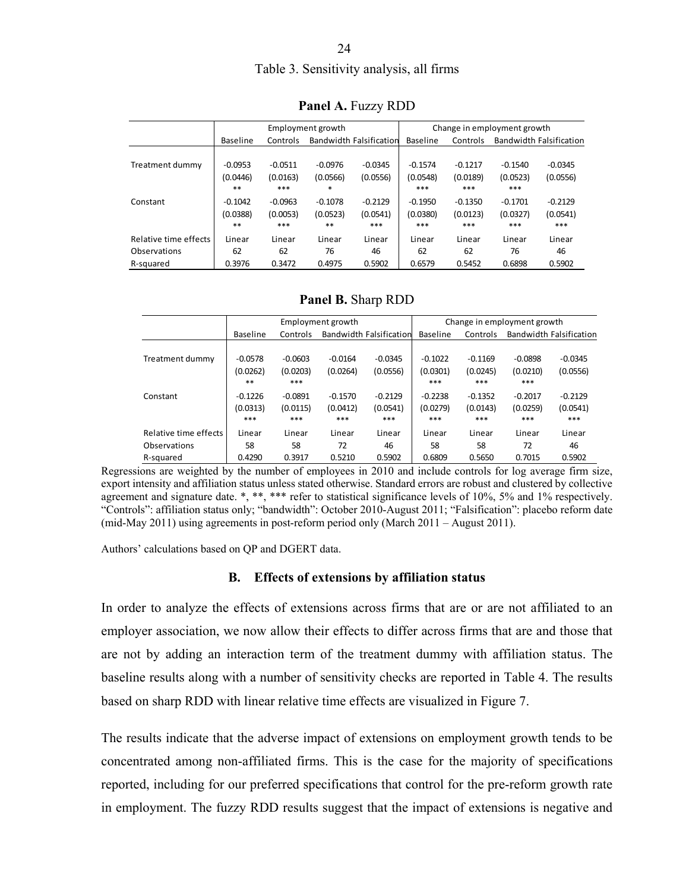Table 3. Sensitivity analysis, all firms

**Panel A.** Fuzzy RDD

| | Employment growth | | | | Change in employment growth | | | |
|---|---|---|---|---|---|---|---|---|
| | Baseline | Controls | Bandwidth | Falsification | Baseline | Controls | Bandwidth | Falsification |
| Treatment dummy | -0.0953 | -0.0511 | -0.0976 | -0.0345 | -0.1574 | -0.1217 | -0.1540 | -0.0345 |
| | (0.0446) | (0.0163) | (0.0566) | (0.0556) | (0.0548) | (0.0189) | (0.0523) | (0.0556) |
| | ** | *** | * | | *** | *** | *** | |
| Constant | -0.1042 | -0.0963 | -0.1078 | -0.2129 | -0.1950 | -0.1350 | -0.1701 | -0.2129 |
| | (0.0388) | (0.0053) | (0.0523) | (0.0541) | (0.0380) | (0.0123) | (0.0327) | (0.0541) |
| | ** | *** | ** | *** | *** | *** | *** | *** |
| Relative time effects | Linear | Linear | Linear | Linear | Linear | Linear | Linear | Linear |
| Observations | 62 | 62 | 76 | 46 | 62 | 62 | 76 | 46 |
| R-squared | 0.3976 | 0.3472 | 0.4975 | 0.5902 | 0.6579 | 0.5452 | 0.6898 | 0.5902 |

**Panel B.** Sharp RDD

| | Employment growth | | | | Change in employment growth | | | |
|---|---|---|---|---|---|---|---|---|
| | Baseline | Controls | Bandwidth | Falsification | Baseline | Controls | Bandwidth | Falsification |
| Treatment dummy | -0.0578 | -0.0603 | -0.0164 | -0.0345 | -0.1022 | -0.1169 | -0.0898 | -0.0345 |
| | (0.0262) | (0.0203) | (0.0264) | (0.0556) | (0.0301) | (0.0245) | (0.0210) | (0.0556) |
| | ** | *** | | | *** | *** | *** | |
| Constant | -0.1226 | -0.0891 | -0.1570 | -0.2129 | -0.2238 | -0.1352 | -0.2017 | -0.2129 |
| | (0.0313) | (0.0115) | (0.0412) | (0.0541) | (0.0279) | (0.0143) | (0.0259) | (0.0541) |
| | *** | *** | *** | *** | *** | *** | *** | *** |
| Relative time effects | Linear | Linear | Linear | Linear | Linear | Linear | Linear | Linear |
| Observations | 58 | 58 | 72 | 46 | 58 | 58 | 72 | 46 |
| R-squared | 0.4290 | 0.3917 | 0.5210 | 0.5902 | 0.6809 | 0.5650 | 0.7015 | 0.5902 |

Regressions are weighted by the number of employees in 2010 and include controls for log average firm size, export intensity and affiliation status unless stated otherwise. Standard errors are robust and clustered by collective agreement and signature date. *, **, *** refer to statistical significance levels of 10%, 5% and 1% respectively. "Controls": affiliation status only; "bandwidth": October 2010-August 2011; "Falsification": placebo reform date (mid-May 2011) using agreements in post-reform period only (March 2011 – August 2011).

Authors' calculations based on QP and DGERT data.

### B. Effects of extensions by affiliation status

In order to analyze the effects of extensions across firms that are or are not affiliated to an employer association, we now allow their effects to differ across firms that are and those that are not by adding an interaction term of the treatment dummy with affiliation status. The baseline results along with a number of sensitivity checks are reported in Table 4. The results based on sharp RDD with linear relative time effects are visualized in Figure 7.

The results indicate that the adverse impact of extensions on employment growth tends to be concentrated among non-affiliated firms. This is the case for the majority of specifications reported, including for our preferred specifications that control for the pre-reform growth rate in employment. The fuzzy RDD results suggest that the impact of extensions is negative and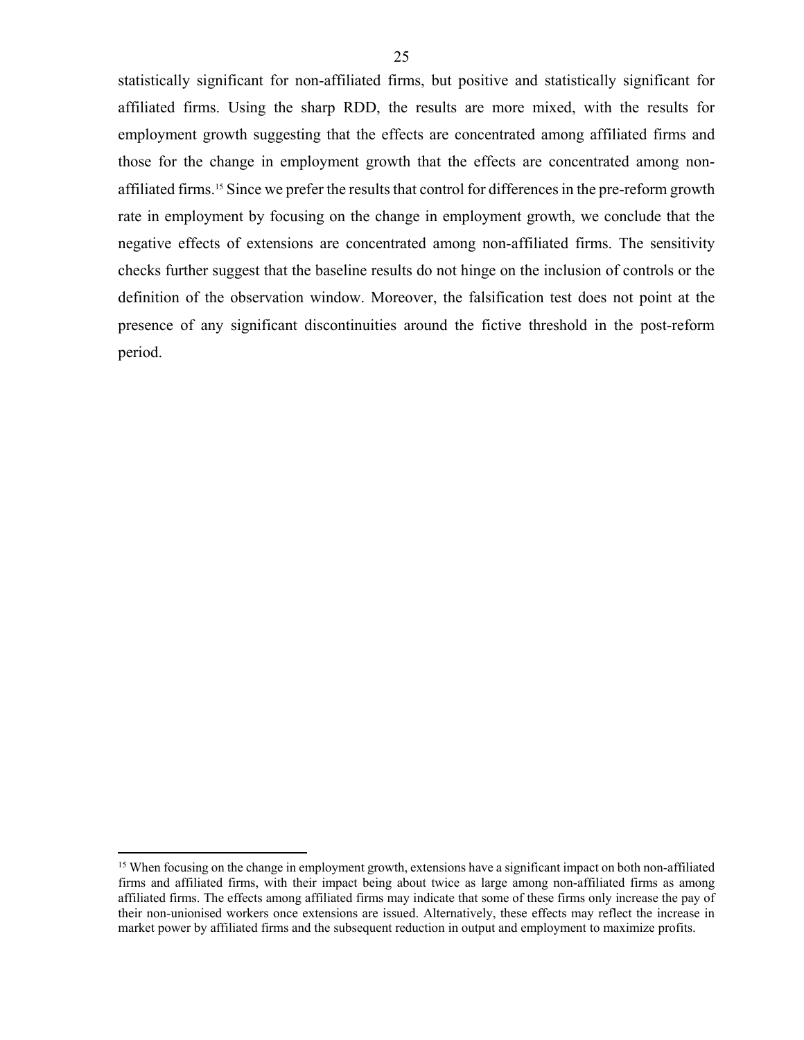statistically significant for non-affiliated firms, but positive and statistically significant for affiliated firms. Using the sharp RDD, the results are more mixed, with the results for employment growth suggesting that the effects are concentrated among affiliated firms and those for the change in employment growth that the effects are concentrated among non-affiliated firms.[15] Since we prefer the results that control for differences in the pre-reform growth rate in employment by focusing on the change in employment growth, we conclude that the negative effects of extensions are concentrated among non-affiliated firms. The sensitivity checks further suggest that the baseline results do not hinge on the inclusion of controls or the definition of the observation window. Moreover, the falsification test does not point at the presence of any significant discontinuities around the fictive threshold in the post-reform period.

[15] When focusing on the change in employment growth, extensions have a significant impact on both non-affiliated firms and affiliated firms, with their impact being about twice as large among non-affiliated firms as among affiliated firms. The effects among affiliated firms may indicate that some of these firms only increase the pay of their non-unionised workers once extensions are issued. Alternatively, these effects may reflect the increase in market power by affiliated firms and the subsequent reduction in output and employment to maximize profits.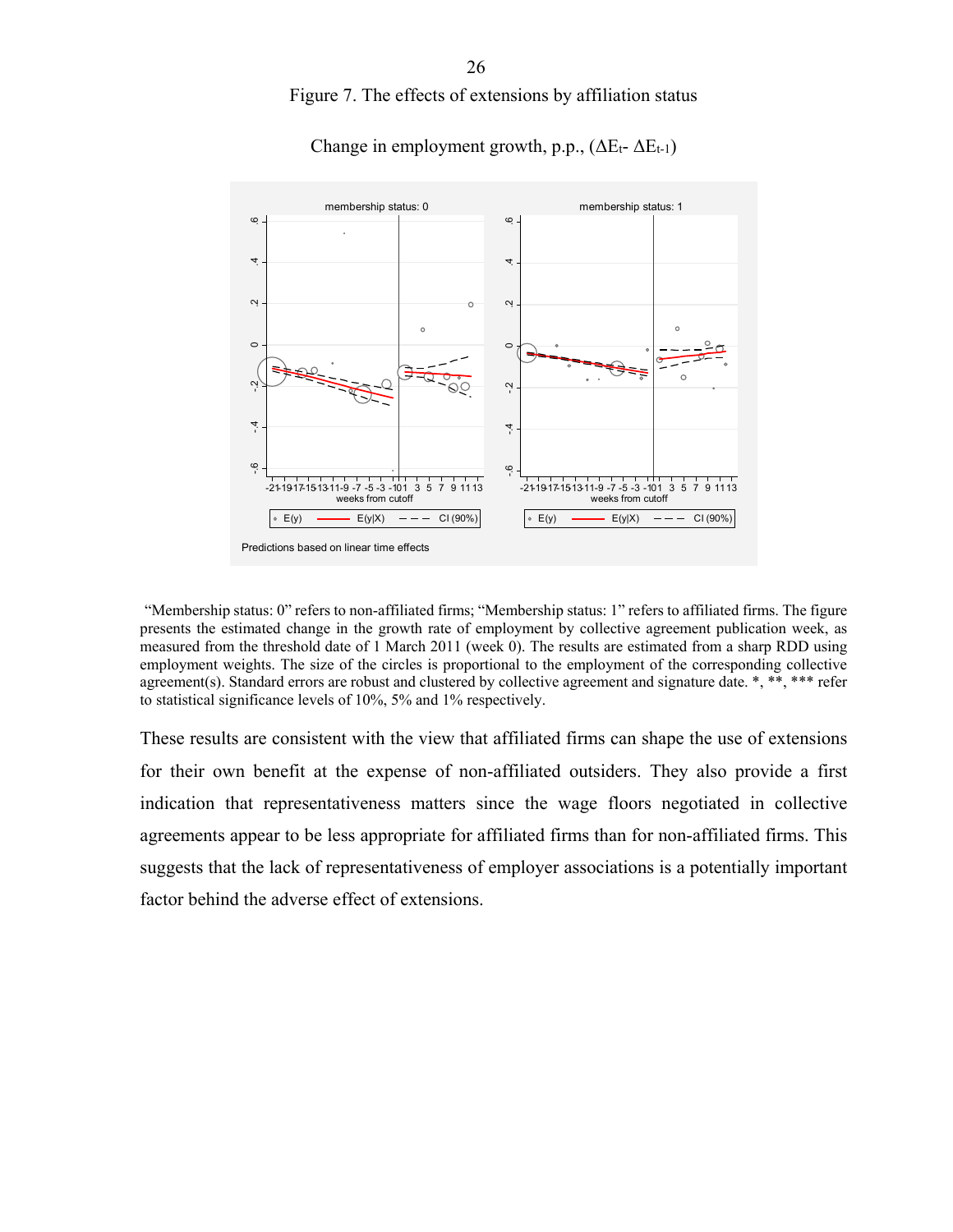Figure 7. The effects of extensions by affiliation status

Change in employment growth, p.p., ($\Delta E_t$- $\Delta E_{t-1}$)

"Membership status: 0" refers to non-affiliated firms; "Membership status: 1" refers to affiliated firms. The figure presents the estimated change in the growth rate of employment by collective agreement publication week, as measured from the threshold date of 1 March 2011 (week 0). The results are estimated from a sharp RDD using employment weights. The size of the circles is proportional to the employment of the corresponding collective agreement(s). Standard errors are robust and clustered by collective agreement and signature date. *, **, *** refer to statistical significance levels of 10%, 5% and 1% respectively.

These results are consistent with the view that affiliated firms can shape the use of extensions for their own benefit at the expense of non-affiliated outsiders. They also provide a first indication that representativeness matters since the wage floors negotiated in collective agreements appear to be less appropriate for affiliated firms than for non-affiliated firms. This suggests that the lack of representativeness of employer associations is a potentially important factor behind the adverse effect of extensions.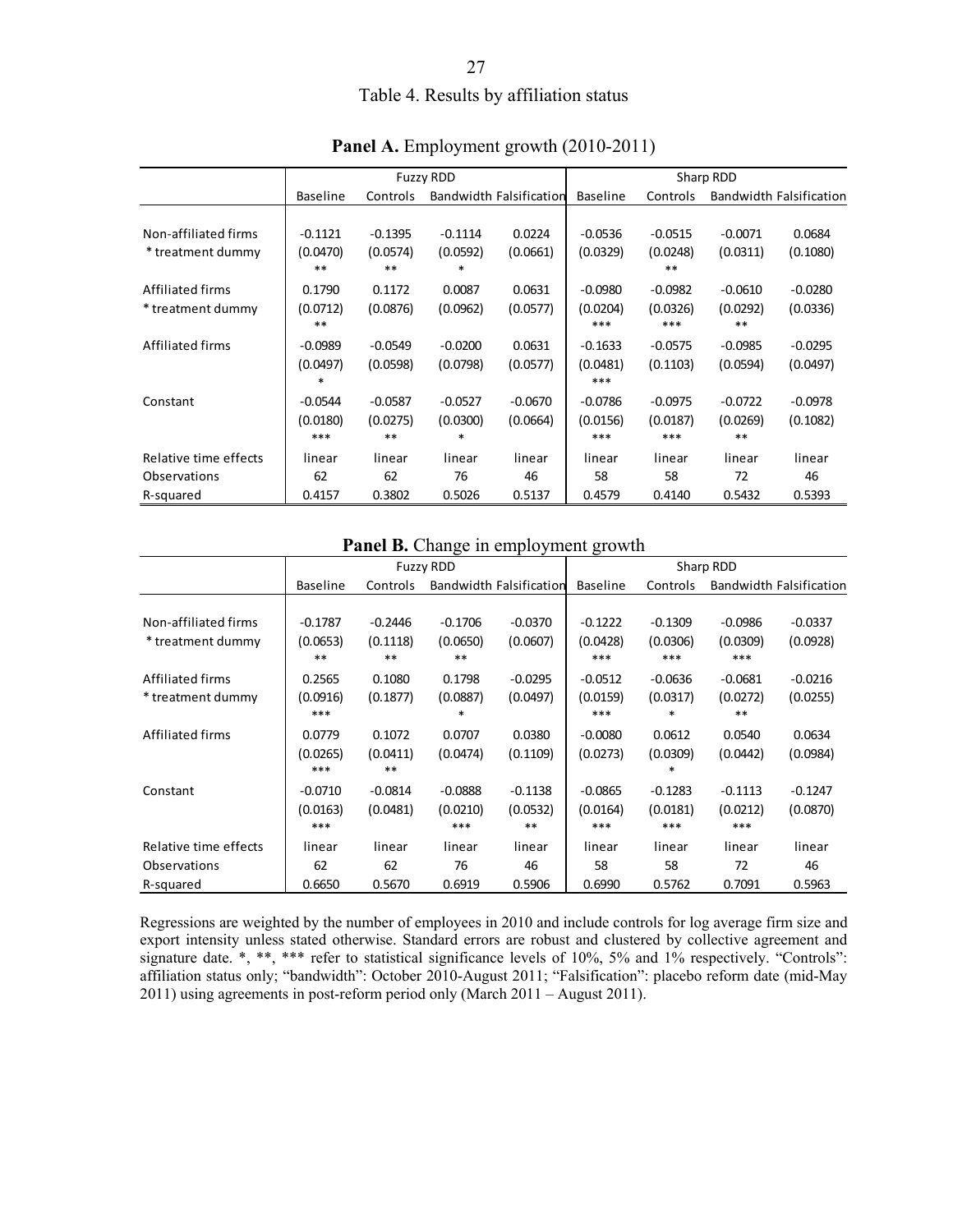# Table 4. Results by affiliation status

**Panel A.** Employment growth (2010-2011)

| | Fuzzy RDD | | | | Sharp RDD | | | |
|---|---|---|---|---|---|---|---|---|
| | Baseline | Controls | Bandwidth | Falsification | Baseline | Controls | Bandwidth | Falsification |
| Non-affiliated firms | -0.1121 | -0.1395 | -0.1114 | 0.0224 | -0.0536 | -0.0515 | -0.0071 | 0.0684 |
| * treatment dummy | (0.0470) | (0.0574) | (0.0592) | (0.0661) | (0.0329) | (0.0248) | (0.0311) | (0.1080) |
| | ** | ** | * | | | ** | | |
| Affiliated firms | 0.1790 | 0.1172 | 0.0087 | 0.0631 | -0.0980 | -0.0982 | -0.0610 | -0.0280 |
| * treatment dummy | (0.0712) | (0.0876) | (0.0962) | (0.0577) | (0.0204) | (0.0326) | (0.0292) | (0.0336) |
| | ** | | | | *** | *** | ** | |
| Affiliated firms | -0.0989 | -0.0549 | -0.0200 | 0.0631 | -0.1633 | -0.0575 | -0.0985 | -0.0295 |
| | (0.0497) | (0.0598) | (0.0798) | (0.0577) | (0.0481) | (0.1103) | (0.0594) | (0.0497) |
| | * | | | | *** | | | |
| Constant | -0.0544 | -0.0587 | -0.0527 | -0.0670 | -0.0786 | -0.0975 | -0.0722 | -0.0978 |
| | (0.0180) | (0.0275) | (0.0300) | (0.0664) | (0.0156) | (0.0187) | (0.0269) | (0.1082) |
| | *** | ** | * | | *** | *** | ** | |
| Relative time effects | linear | linear | linear | linear | linear | linear | linear | linear |
| Observations | 62 | 62 | 76 | 46 | 58 | 58 | 72 | 46 |
| R-squared | 0.4157 | 0.3802 | 0.5026 | 0.5137 | 0.4579 | 0.4140 | 0.5432 | 0.5393 |

**Panel B.** Change in employment growth

| | Fuzzy RDD | | | | Sharp RDD | | | |
|---|---|---|---|---|---|---|---|---|
| | Baseline | Controls | Bandwidth | Falsification | Baseline | Controls | Bandwidth | Falsification |
| Non-affiliated firms | -0.1787 | -0.2446 | -0.1706 | -0.0370 | -0.1222 | -0.1309 | -0.0986 | -0.0337 |
| * treatment dummy | (0.0653) | (0.1118) | (0.0650) | (0.0607) | (0.0428) | (0.0306) | (0.0309) | (0.0928) |
| | ** | ** | ** | | *** | *** | *** | |
| Affiliated firms | 0.2565 | 0.1080 | 0.1798 | -0.0295 | -0.0512 | -0.0636 | -0.0681 | -0.0216 |
| * treatment dummy | (0.0916) | (0.1877) | (0.0887) | (0.0497) | (0.0159) | (0.0317) | (0.0272) | (0.0255) |
| | *** | | * | | *** | * | ** | |
| Affiliated firms | 0.0779 | 0.1072 | 0.0707 | 0.0380 | -0.0080 | 0.0612 | 0.0540 | 0.0634 |
| | (0.0265) | (0.0411) | (0.0474) | (0.1109) | (0.0273) | (0.0309) | (0.0442) | (0.0984) |
| | *** | ** | | | | * | | |
| Constant | -0.0710 | -0.0814 | -0.0888 | -0.1138 | -0.0865 | -0.1283 | -0.1113 | -0.1247 |
| | (0.0163) | (0.0481) | (0.0210) | (0.0532) | (0.0164) | (0.0181) | (0.0212) | (0.0870) |
| | *** | | *** | ** | *** | *** | *** | |
| Relative time effects | linear | linear | linear | linear | linear | linear | linear | linear |
| Observations | 62 | 62 | 76 | 46 | 58 | 58 | 72 | 46 |
| R-squared | 0.6650 | 0.5670 | 0.6919 | 0.5906 | 0.6990 | 0.5762 | 0.7091 | 0.5963 |

Regressions are weighted by the number of employees in 2010 and include controls for log average firm size and export intensity unless stated otherwise. Standard errors are robust and clustered by collective agreement and signature date. *, **, *** refer to statistical significance levels of 10%, 5% and 1% respectively. "Controls": affiliation status only; "bandwidth": October 2010-August 2011; "Falsification": placebo reform date (mid-May 2011) using agreements in post-reform period only (March 2011 – August 2011).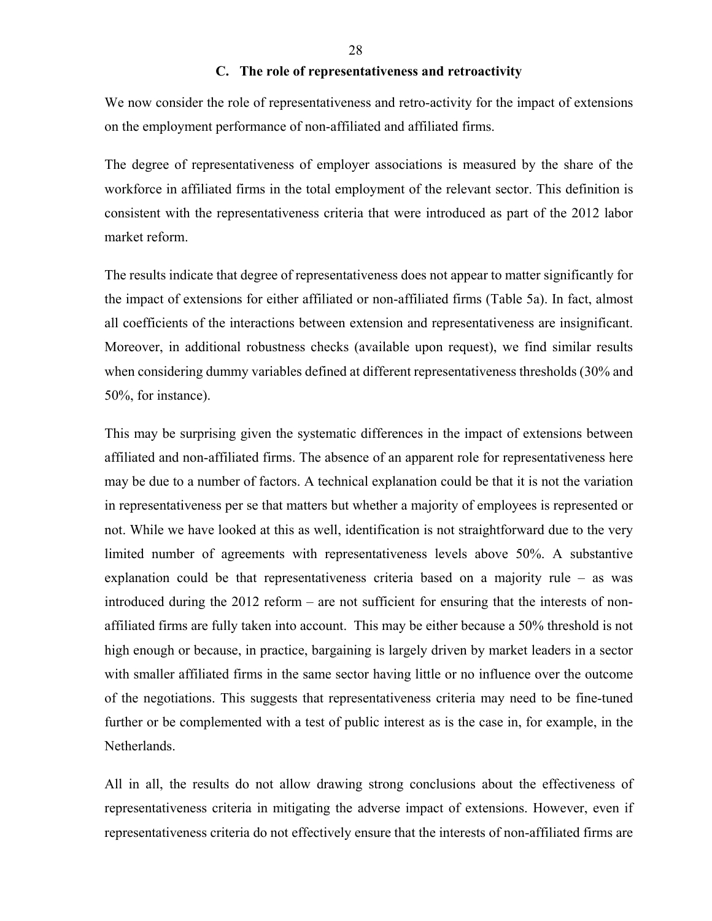## C. The role of representativeness and retroactivity

We now consider the role of representativeness and retro-activity for the impact of extensions on the employment performance of non-affiliated and affiliated firms.

The degree of representativeness of employer associations is measured by the share of the workforce in affiliated firms in the total employment of the relevant sector. This definition is consistent with the representativeness criteria that were introduced as part of the 2012 labor market reform.

The results indicate that degree of representativeness does not appear to matter significantly for the impact of extensions for either affiliated or non-affiliated firms (Table 5a). In fact, almost all coefficients of the interactions between extension and representativeness are insignificant. Moreover, in additional robustness checks (available upon request), we find similar results when considering dummy variables defined at different representativeness thresholds (30% and 50%, for instance).

This may be surprising given the systematic differences in the impact of extensions between affiliated and non-affiliated firms. The absence of an apparent role for representativeness here may be due to a number of factors. A technical explanation could be that it is not the variation in representativeness per se that matters but whether a majority of employees is represented or not. While we have looked at this as well, identification is not straightforward due to the very limited number of agreements with representativeness levels above 50%. A substantive explanation could be that representativeness criteria based on a majority rule – as was introduced during the 2012 reform – are not sufficient for ensuring that the interests of non-affiliated firms are fully taken into account. This may be either because a 50% threshold is not high enough or because, in practice, bargaining is largely driven by market leaders in a sector with smaller affiliated firms in the same sector having little or no influence over the outcome of the negotiations. This suggests that representativeness criteria may need to be fine-tuned further or be complemented with a test of public interest as is the case in, for example, in the Netherlands.

All in all, the results do not allow drawing strong conclusions about the effectiveness of representativeness criteria in mitigating the adverse impact of extensions. However, even if representativeness criteria do not effectively ensure that the interests of non-affiliated firms are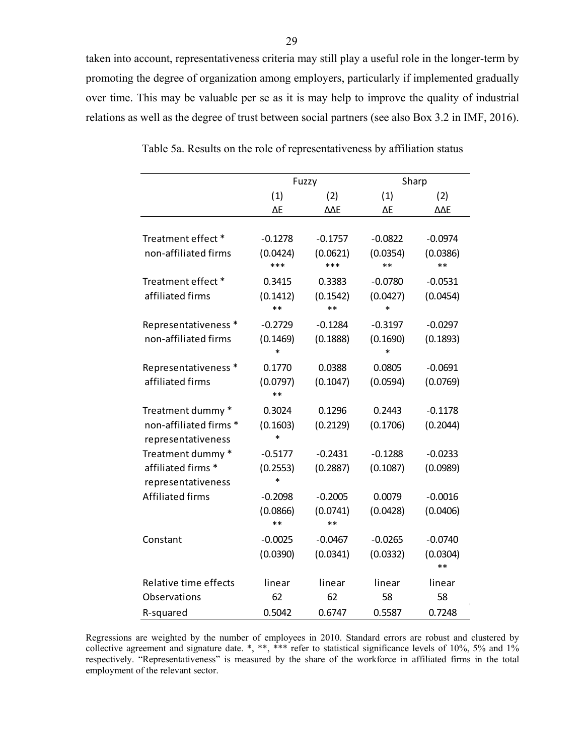taken into account, representativeness criteria may still play a useful role in the longer-term by promoting the degree of organization among employers, particularly if implemented gradually over time. This may be valuable per se as it is may help to improve the quality of industrial relations as well as the degree of trust between social partners (see also Box 3.2 in IMF, 2016).

Table 5a. Results on the role of representativeness by affiliation status

| | Fuzzy | | Sharp | |
|---|---|---|---|---|
| | (1) | (2) | (1) | (2) |
| | ΔE | ΔΔE | ΔE | ΔΔE |
| Treatment effect * non-affiliated firms | -0.1278 (0.0424) *** | -0.1757 (0.0621) *** | -0.0822 (0.0354) ** | -0.0974 (0.0386) ** |
| Treatment effect * affiliated firms | 0.3415 (0.1412) ** | 0.3383 (0.1542) ** | -0.0780 (0.0427) * | -0.0531 (0.0454) |
| Representativeness * non-affiliated firms | -0.2729 (0.1469) * | -0.1284 (0.1888) | -0.3197 (0.1690) * | -0.0297 (0.1893) |
| Representativeness * affiliated firms | 0.1770 (0.0797) ** | 0.0388 (0.1047) | 0.0805 (0.0594) | -0.0691 (0.0769) |
| Treatment dummy * non-affiliated firms * representativeness | 0.3024 (0.1603) * | 0.1296 (0.2129) | 0.2443 (0.1706) | -0.1178 (0.2044) |
| Treatment dummy * affiliated firms * representativeness | -0.5177 (0.2553) * | -0.2431 (0.2887) | -0.1288 (0.1087) | -0.0233 (0.0989) |
| Affiliated firms | -0.2098 (0.0866) ** | -0.2005 (0.0741) ** | 0.0079 (0.0428) | -0.0016 (0.0406) |
| Constant | -0.0025 (0.0390) | -0.0467 (0.0341) | -0.0265 (0.0332) | -0.0740 (0.0304) ** |
| Relative time effects | linear | linear | linear | linear |
| Observations | 62 | 62 | 58 | 58 |
| R-squared | 0.5042 | 0.6747 | 0.5587 | 0.7248 |

Regressions are weighted by the number of employees in 2010. Standard errors are robust and clustered by collective agreement and signature date. *, **, *** refer to statistical significance levels of 10%, 5% and 1% respectively. "Representativeness" is measured by the share of the workforce in affiliated firms in the total employment of the relevant sector.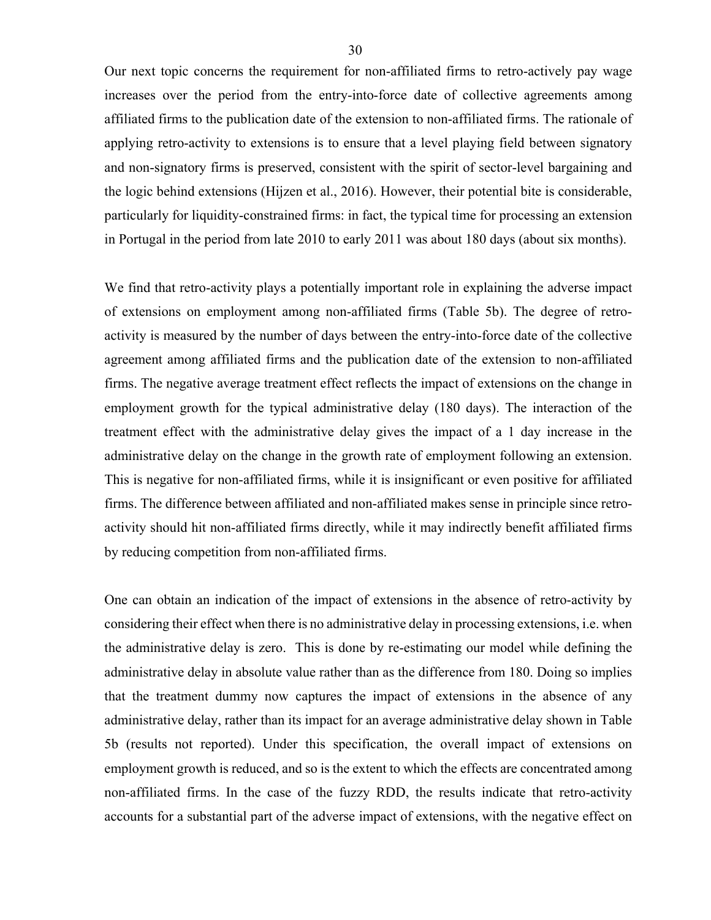Our next topic concerns the requirement for non-affiliated firms to retro-actively pay wage increases over the period from the entry-into-force date of collective agreements among affiliated firms to the publication date of the extension to non-affiliated firms. The rationale of applying retro-activity to extensions is to ensure that a level playing field between signatory and non-signatory firms is preserved, consistent with the spirit of sector-level bargaining and the logic behind extensions (Hijzen et al., 2016). However, their potential bite is considerable, particularly for liquidity-constrained firms: in fact, the typical time for processing an extension in Portugal in the period from late 2010 to early 2011 was about 180 days (about six months).

We find that retro-activity plays a potentially important role in explaining the adverse impact of extensions on employment among non-affiliated firms (Table 5b). The degree of retro-activity is measured by the number of days between the entry-into-force date of the collective agreement among affiliated firms and the publication date of the extension to non-affiliated firms. The negative average treatment effect reflects the impact of extensions on the change in employment growth for the typical administrative delay (180 days). The interaction of the treatment effect with the administrative delay gives the impact of a 1 day increase in the administrative delay on the change in the growth rate of employment following an extension. This is negative for non-affiliated firms, while it is insignificant or even positive for affiliated firms. The difference between affiliated and non-affiliated makes sense in principle since retro-activity should hit non-affiliated firms directly, while it may indirectly benefit affiliated firms by reducing competition from non-affiliated firms.

One can obtain an indication of the impact of extensions in the absence of retro-activity by considering their effect when there is no administrative delay in processing extensions, i.e. when the administrative delay is zero. This is done by re-estimating our model while defining the administrative delay in absolute value rather than as the difference from 180. Doing so implies that the treatment dummy now captures the impact of extensions in the absence of any administrative delay, rather than its impact for an average administrative delay shown in Table 5b (results not reported). Under this specification, the overall impact of extensions on employment growth is reduced, and so is the extent to which the effects are concentrated among non-affiliated firms. In the case of the fuzzy RDD, the results indicate that retro-activity accounts for a substantial part of the adverse impact of extensions, with the negative effect on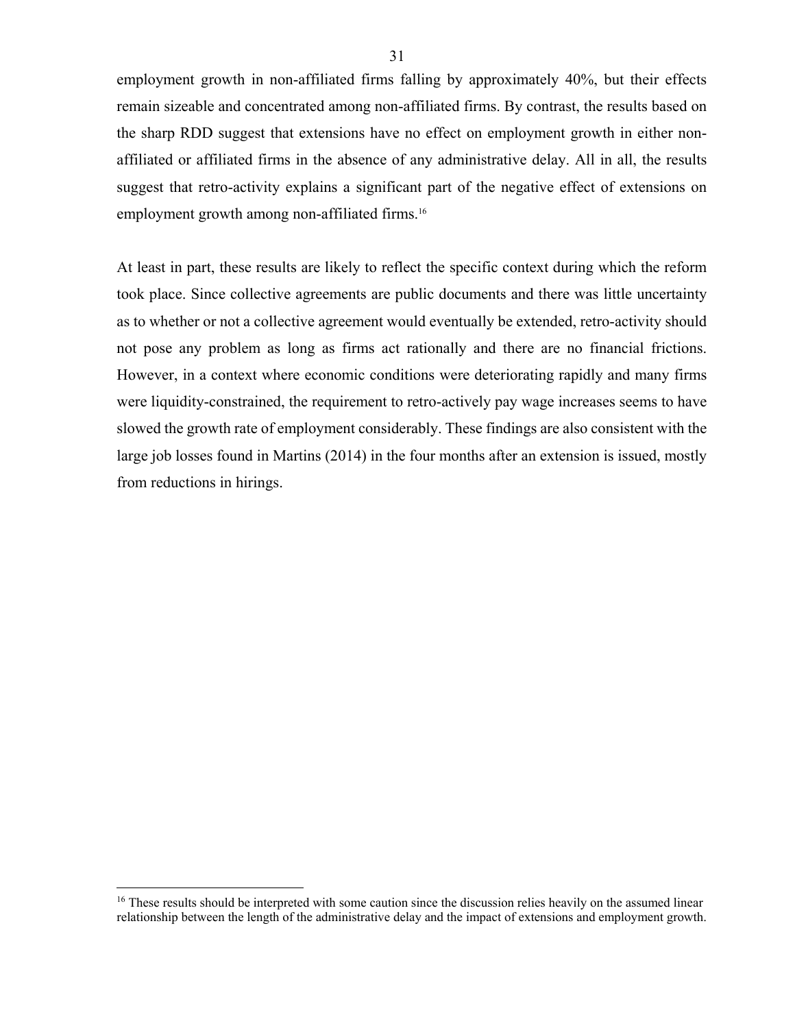employment growth in non-affiliated firms falling by approximately 40%, but their effects remain sizeable and concentrated among non-affiliated firms. By contrast, the results based on the sharp RDD suggest that extensions have no effect on employment growth in either non-affiliated or affiliated firms in the absence of any administrative delay. All in all, the results suggest that retro-activity explains a significant part of the negative effect of extensions on employment growth among non-affiliated firms.[16]

At least in part, these results are likely to reflect the specific context during which the reform took place. Since collective agreements are public documents and there was little uncertainty as to whether or not a collective agreement would eventually be extended, retro-activity should not pose any problem as long as firms act rationally and there are no financial frictions. However, in a context where economic conditions were deteriorating rapidly and many firms were liquidity-constrained, the requirement to retro-actively pay wage increases seems to have slowed the growth rate of employment considerably. These findings are also consistent with the large job losses found in Martins (2014) in the four months after an extension is issued, mostly from reductions in hirings.

[16] These results should be interpreted with some caution since the discussion relies heavily on the assumed linear relationship between the length of the administrative delay and the impact of extensions and employment growth.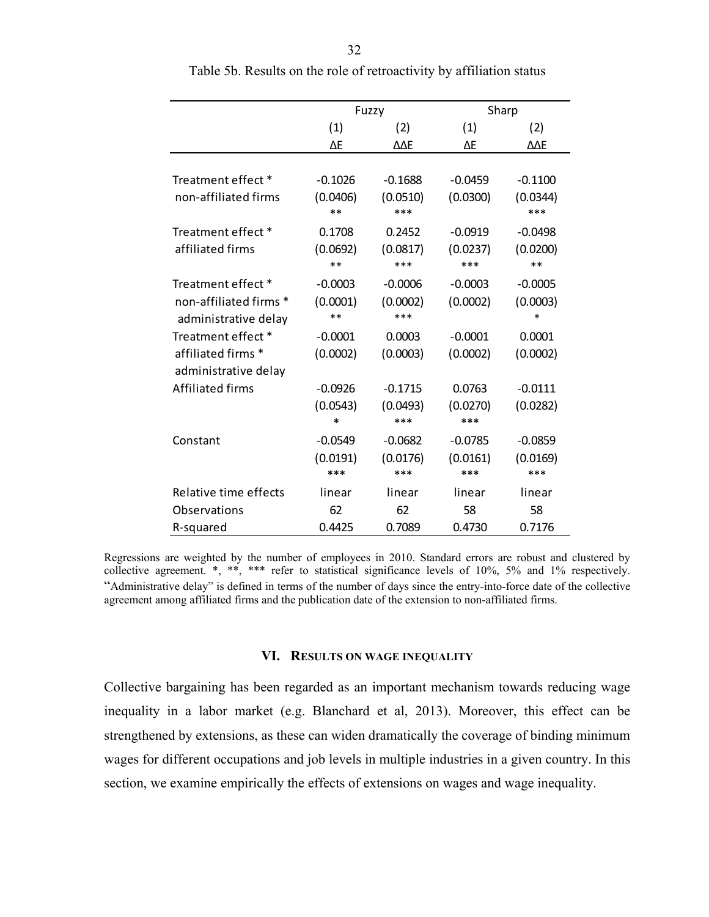Table 5b. Results on the role of retroactivity by affiliation status

| | Fuzzy | | Sharp | |
|---|---|---|---|---|
| | (1) | (2) | (1) | (2) |
| | ΔE | ΔΔE | ΔE | ΔΔE |
| Treatment effect * non-affiliated firms | -0.1026 | -0.1688 | -0.0459 | -0.1100 |
| | (0.0406) | (0.0510) | (0.0300) | (0.0344) |
| | ** | *** | | *** |
| Treatment effect * affiliated firms | 0.1708 | 0.2452 | -0.0919 | -0.0498 |
| | (0.0692) | (0.0817) | (0.0237) | (0.0200) |
| | ** | *** | *** | ** |
| Treatment effect * non-affiliated firms * administrative delay | -0.0003 | -0.0006 | -0.0003 | -0.0005 |
| | (0.0001) | (0.0002) | (0.0002) | (0.0003) |
| | ** | *** | | * |
| Treatment effect * affiliated firms * administrative delay | -0.0001 | 0.0003 | -0.0001 | 0.0001 |
| | (0.0002) | (0.0003) | (0.0002) | (0.0002) |
| Affiliated firms | -0.0926 | -0.1715 | 0.0763 | -0.0111 |
| | (0.0543) | (0.0493) | (0.0270) | (0.0282) |
| | * | *** | *** | |
| Constant | -0.0549 | -0.0682 | -0.0785 | -0.0859 |
| | (0.0191) | (0.0176) | (0.0161) | (0.0169) |
| | *** | *** | *** | *** |
| Relative time effects | linear | linear | linear | linear |
| Observations | 62 | 62 | 58 | 58 |
| R-squared | 0.4425 | 0.7089 | 0.4730 | 0.7176 |

Regressions are weighted by the number of employees in 2010. Standard errors are robust and clustered by collective agreement. *, **, *** refer to statistical significance levels of 10%, 5% and 1% respectively. "Administrative delay" is defined in terms of the number of days since the entry-into-force date of the collective agreement among affiliated firms and the publication date of the extension to non-affiliated firms.

## VI. Results on Wage Inequality

Collective bargaining has been regarded as an important mechanism towards reducing wage inequality in a labor market (e.g. Blanchard et al, 2013). Moreover, this effect can be strengthened by extensions, as these can widen dramatically the coverage of binding minimum wages for different occupations and job levels in multiple industries in a given country. In this section, we examine empirically the effects of extensions on wages and wage inequality.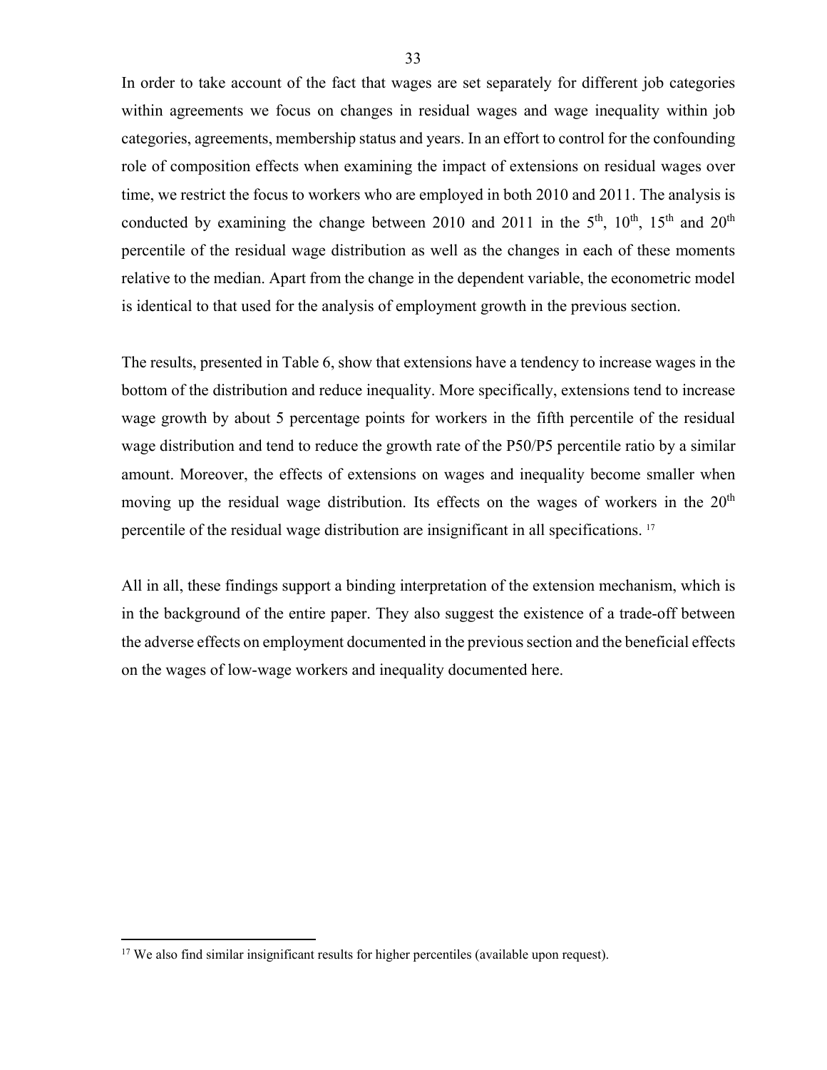In order to take account of the fact that wages are set separately for different job categories within agreements we focus on changes in residual wages and wage inequality within job categories, agreements, membership status and years. In an effort to control for the confounding role of composition effects when examining the impact of extensions on residual wages over time, we restrict the focus to workers who are employed in both 2010 and 2011. The analysis is conducted by examining the change between 2010 and 2011 in the 5th, 10th, 15th and 20th percentile of the residual wage distribution as well as the changes in each of these moments relative to the median. Apart from the change in the dependent variable, the econometric model is identical to that used for the analysis of employment growth in the previous section.

The results, presented in Table 6, show that extensions have a tendency to increase wages in the bottom of the distribution and reduce inequality. More specifically, extensions tend to increase wage growth by about 5 percentage points for workers in the fifth percentile of the residual wage distribution and tend to reduce the growth rate of the P50/P5 percentile ratio by a similar amount. Moreover, the effects of extensions on wages and inequality become smaller when moving up the residual wage distribution. Its effects on the wages of workers in the 20th percentile of the residual wage distribution are insignificant in all specifications. [17]

All in all, these findings support a binding interpretation of the extension mechanism, which is in the background of the entire paper. They also suggest the existence of a trade-off between the adverse effects on employment documented in the previous section and the beneficial effects on the wages of low-wage workers and inequality documented here.

[17] We also find similar insignificant results for higher percentiles (available upon request).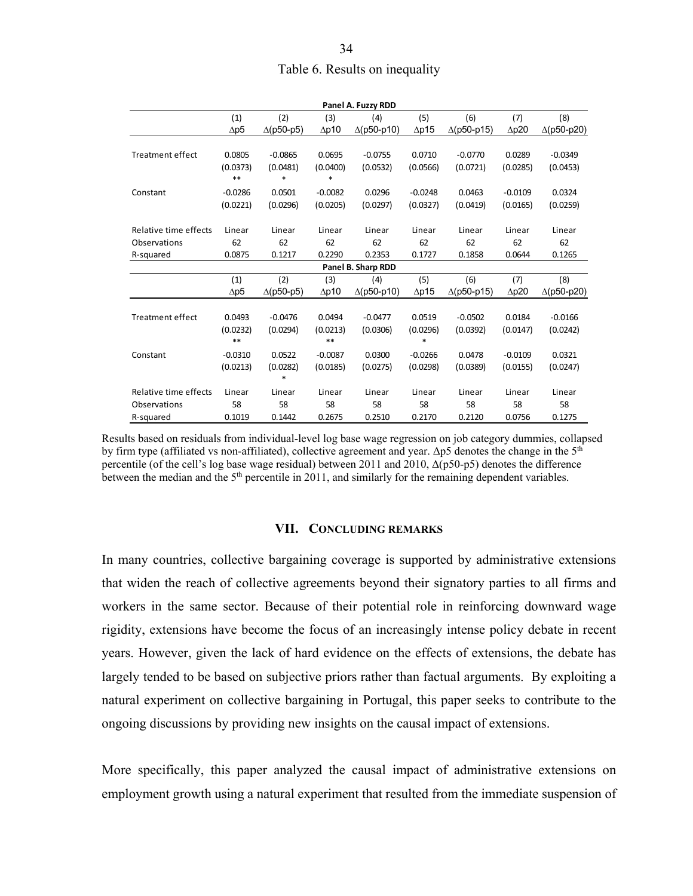Table 6. Results on inequality

| Panel A. Fuzzy RDD | | | | | | | | |
|---|---|---|---|---|---|---|---|---|
| | (1) | (2) | (3) | (4) | (5) | (6) | (7) | (8) |
| | $\Delta$p5 | $\Delta$(p50-p5) | $\Delta$p10 | $\Delta$(p50-p10) | $\Delta$p15 | $\Delta$(p50-p15) | $\Delta$p20 | $\Delta$(p50-p20) |
| Treatment effect | 0.0805 | -0.0865 | 0.0695 | -0.0755 | 0.0710 | -0.0770 | 0.0289 | -0.0349 |
| | (0.0373) | (0.0481) | (0.0400) | (0.0532) | (0.0566) | (0.0721) | (0.0285) | (0.0453) |
| | ** | * | * | | | | | |
| Constant | -0.0286 | 0.0501 | -0.0082 | 0.0296 | -0.0248 | 0.0463 | -0.0109 | 0.0324 |
| | (0.0221) | (0.0296) | (0.0205) | (0.0297) | (0.0327) | (0.0419) | (0.0165) | (0.0259) |
| Relative time effects | Linear | Linear | Linear | Linear | Linear | Linear | Linear | Linear |
| Observations | 62 | 62 | 62 | 62 | 62 | 62 | 62 | 62 |
| R-squared | 0.0875 | 0.1217 | 0.2290 | 0.2353 | 0.1727 | 0.1858 | 0.0644 | 0.1265 |
| **Panel B. Sharp RDD** | | | | | | | | |
| | (1) | (2) | (3) | (4) | (5) | (6) | (7) | (8) |
| | $\Delta$p5 | $\Delta$(p50-p5) | $\Delta$p10 | $\Delta$(p50-p10) | $\Delta$p15 | $\Delta$(p50-p15) | $\Delta$p20 | $\Delta$(p50-p20) |
| Treatment effect | 0.0493 | -0.0476 | 0.0494 | -0.0477 | 0.0519 | -0.0502 | 0.0184 | -0.0166 |
| | (0.0232) | (0.0294) | (0.0213) | (0.0306) | (0.0296) | (0.0392) | (0.0147) | (0.0242) |
| | ** | | ** | | * | | | |
| Constant | -0.0310 | 0.0522 | -0.0087 | 0.0300 | -0.0266 | 0.0478 | -0.0109 | 0.0321 |
| | (0.0213) | (0.0282) | (0.0185) | (0.0275) | (0.0298) | (0.0389) | (0.0155) | (0.0247) |
| | | * | | | | | | |
| Relative time effects | Linear | Linear | Linear | Linear | Linear | Linear | Linear | Linear |
| Observations | 58 | 58 | 58 | 58 | 58 | 58 | 58 | 58 |
| R-squared | 0.1019 | 0.1442 | 0.2675 | 0.2510 | 0.2170 | 0.2120 | 0.0756 | 0.1275 |

Results based on residuals from individual-level log base wage regression on job category dummies, collapsed by firm type (affiliated vs non-affiliated), collective agreement and year. $\Delta$p5 denotes the change in the 5th percentile (of the cell's log base wage residual) between 2011 and 2010, $\Delta$(p50-p5) denotes the difference between the median and the 5th percentile in 2011, and similarly for the remaining dependent variables.

## VII. Concluding Remarks

In many countries, collective bargaining coverage is supported by administrative extensions that widen the reach of collective agreements beyond their signatory parties to all firms and workers in the same sector. Because of their potential role in reinforcing downward wage rigidity, extensions have become the focus of an increasingly intense policy debate in recent years. However, given the lack of hard evidence on the effects of extensions, the debate has largely tended to be based on subjective priors rather than factual arguments. By exploiting a natural experiment on collective bargaining in Portugal, this paper seeks to contribute to the ongoing discussions by providing new insights on the causal impact of extensions.

More specifically, this paper analyzed the causal impact of administrative extensions on employment growth using a natural experiment that resulted from the immediate suspension of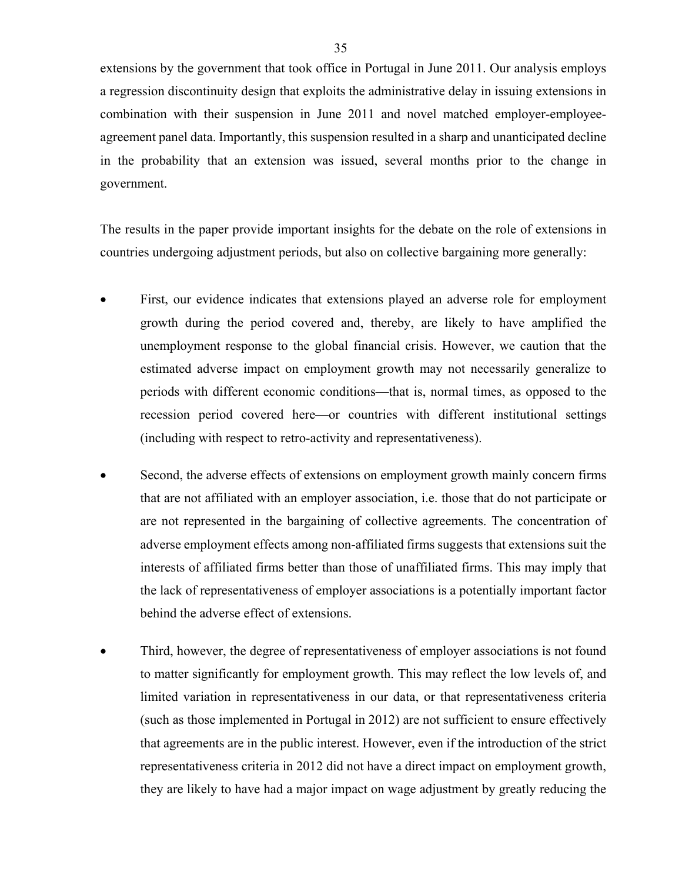extensions by the government that took office in Portugal in June 2011. Our analysis employs a regression discontinuity design that exploits the administrative delay in issuing extensions in combination with their suspension in June 2011 and novel matched employer-employee-agreement panel data. Importantly, this suspension resulted in a sharp and unanticipated decline in the probability that an extension was issued, several months prior to the change in government.

The results in the paper provide important insights for the debate on the role of extensions in countries undergoing adjustment periods, but also on collective bargaining more generally:

- First, our evidence indicates that extensions played an adverse role for employment growth during the period covered and, thereby, are likely to have amplified the unemployment response to the global financial crisis. However, we caution that the estimated adverse impact on employment growth may not necessarily generalize to periods with different economic conditions—that is, normal times, as opposed to the recession period covered here—or countries with different institutional settings (including with respect to retro-activity and representativeness).

- Second, the adverse effects of extensions on employment growth mainly concern firms that are not affiliated with an employer association, i.e. those that do not participate or are not represented in the bargaining of collective agreements. The concentration of adverse employment effects among non-affiliated firms suggests that extensions suit the interests of affiliated firms better than those of unaffiliated firms. This may imply that the lack of representativeness of employer associations is a potentially important factor behind the adverse effect of extensions.

- Third, however, the degree of representativeness of employer associations is not found to matter significantly for employment growth. This may reflect the low levels of, and limited variation in representativeness in our data, or that representativeness criteria (such as those implemented in Portugal in 2012) are not sufficient to ensure effectively that agreements are in the public interest. However, even if the introduction of the strict representativeness criteria in 2012 did not have a direct impact on employment growth, they are likely to have had a major impact on wage adjustment by greatly reducing the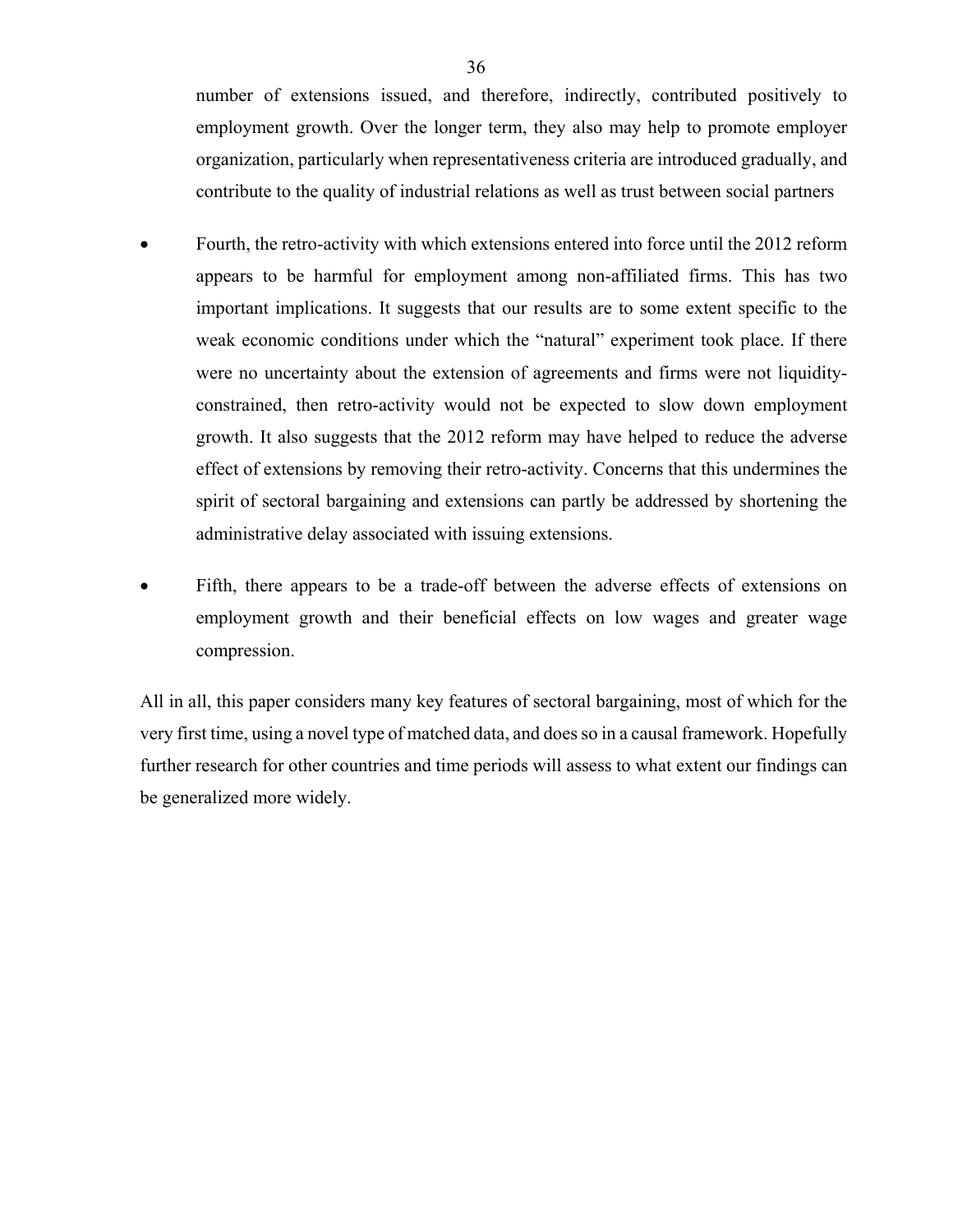number of extensions issued, and therefore, indirectly, contributed positively to employment growth. Over the longer term, they also may help to promote employer organization, particularly when representativeness criteria are introduced gradually, and contribute to the quality of industrial relations as well as trust between social partners

- Fourth, the retro-activity with which extensions entered into force until the 2012 reform appears to be harmful for employment among non-affiliated firms. This has two important implications. It suggests that our results are to some extent specific to the weak economic conditions under which the "natural" experiment took place. If there were no uncertainty about the extension of agreements and firms were not liquidity-constrained, then retro-activity would not be expected to slow down employment growth. It also suggests that the 2012 reform may have helped to reduce the adverse effect of extensions by removing their retro-activity. Concerns that this undermines the spirit of sectoral bargaining and extensions can partly be addressed by shortening the administrative delay associated with issuing extensions.

- Fifth, there appears to be a trade-off between the adverse effects of extensions on employment growth and their beneficial effects on low wages and greater wage compression.

All in all, this paper considers many key features of sectoral bargaining, most of which for the very first time, using a novel type of matched data, and does so in a causal framework. Hopefully further research for other countries and time periods will assess to what extent our findings can be generalized more widely.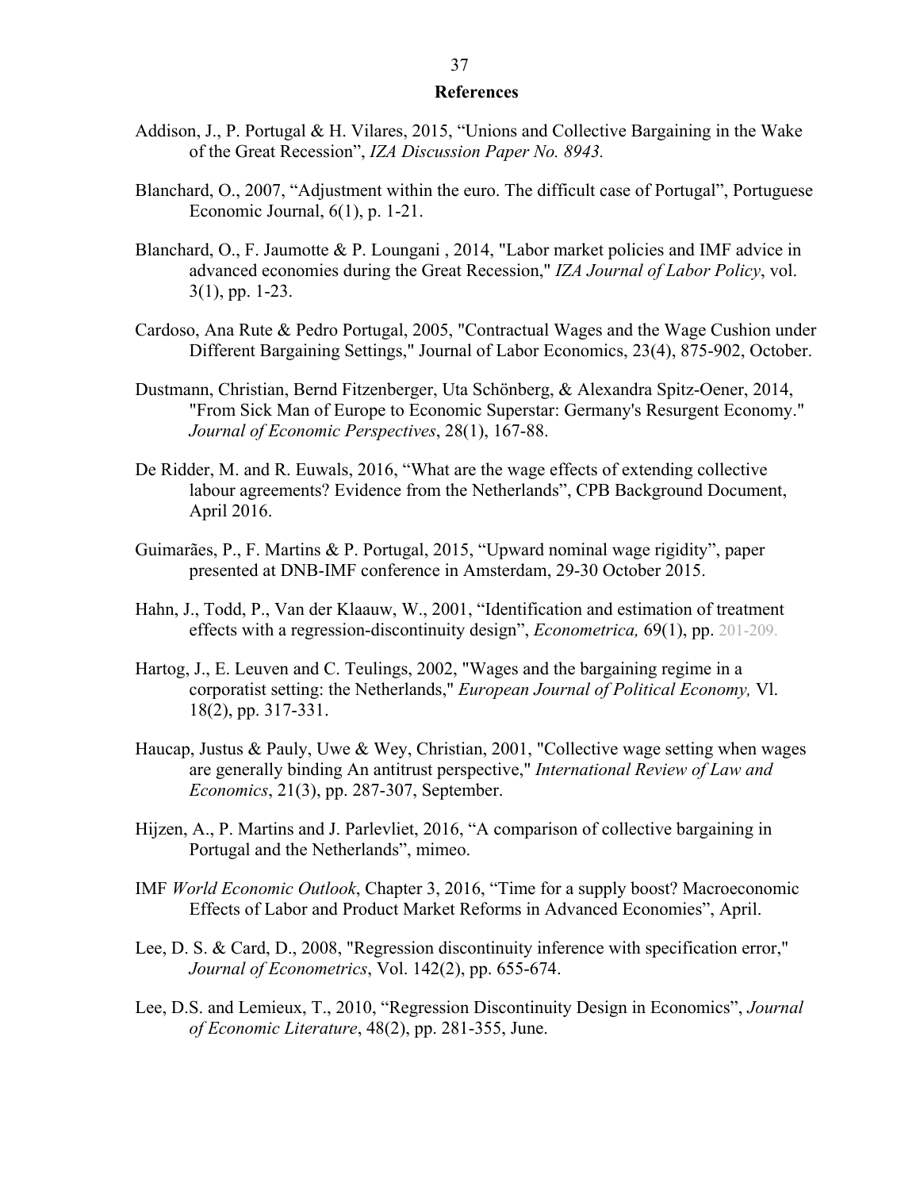## References

Addison, J., P. Portugal & H. Vilares, 2015, "Unions and Collective Bargaining in the Wake of the Great Recession", *IZA Discussion Paper No. 8943.*

Blanchard, O., 2007, "Adjustment within the euro. The difficult case of Portugal", Portuguese Economic Journal, 6(1), p. 1-21.

Blanchard, O., F. Jaumotte & P. Loungani , 2014, "Labor market policies and IMF advice in advanced economies during the Great Recession," *IZA Journal of Labor Policy*, vol. 3(1), pp. 1-23.

Cardoso, Ana Rute & Pedro Portugal, 2005, "Contractual Wages and the Wage Cushion under Different Bargaining Settings," Journal of Labor Economics, 23(4), 875-902, October.

Dustmann, Christian, Bernd Fitzenberger, Uta Schönberg, & Alexandra Spitz-Oener, 2014, "From Sick Man of Europe to Economic Superstar: Germany's Resurgent Economy." *Journal of Economic Perspectives*, 28(1), 167-88.

De Ridder, M. and R. Euwals, 2016, "What are the wage effects of extending collective labour agreements? Evidence from the Netherlands", CPB Background Document, April 2016.

Guimarães, P., F. Martins & P. Portugal, 2015, "Upward nominal wage rigidity", paper presented at DNB-IMF conference in Amsterdam, 29-30 October 2015.

Hahn, J., Todd, P., Van der Klaauw, W., 2001, "Identification and estimation of treatment effects with a regression-discontinuity design", *Econometrica,* 69(1), pp. 201-209.

Hartog, J., E. Leuven and C. Teulings, 2002, "Wages and the bargaining regime in a corporatist setting: the Netherlands," *European Journal of Political Economy,* Vl. 18(2), pp. 317-331.

Haucap, Justus & Pauly, Uwe & Wey, Christian, 2001, "Collective wage setting when wages are generally binding An antitrust perspective," *International Review of Law and Economics*, 21(3), pp. 287-307, September.

Hijzen, A., P. Martins and J. Parlevliet, 2016, "A comparison of collective bargaining in Portugal and the Netherlands", mimeo.

IMF *World Economic Outlook*, Chapter 3, 2016, "Time for a supply boost? Macroeconomic Effects of Labor and Product Market Reforms in Advanced Economies", April.

Lee, D. S. & Card, D., 2008, "Regression discontinuity inference with specification error," *Journal of Econometrics*, Vol. 142(2), pp. 655-674.

Lee, D.S. and Lemieux, T., 2010, "Regression Discontinuity Design in Economics", *Journal of Economic Literature*, 48(2), pp. 281-355, June.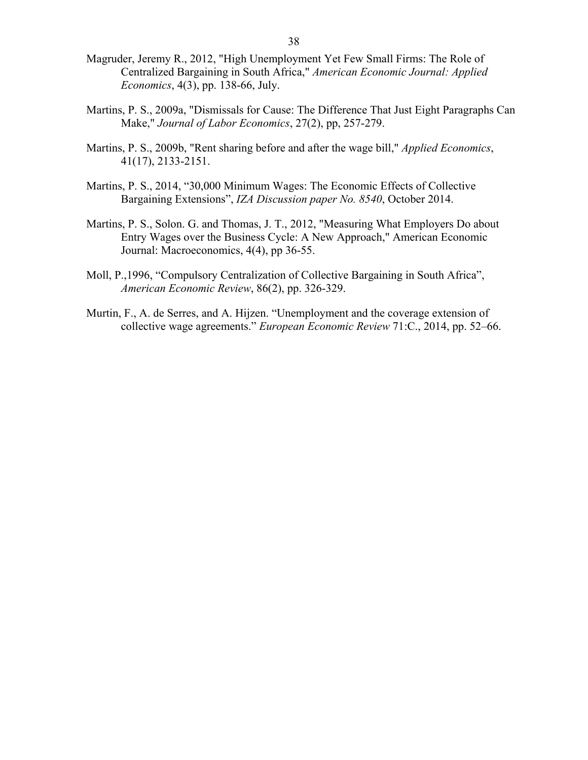Magruder, Jeremy R., 2012, "High Unemployment Yet Few Small Firms: The Role of Centralized Bargaining in South Africa," *American Economic Journal: Applied Economics*, 4(3), pp. 138-66, July.

Martins, P. S., 2009a, "Dismissals for Cause: The Difference That Just Eight Paragraphs Can Make," *Journal of Labor Economics*, 27(2), pp, 257-279.

Martins, P. S., 2009b, "Rent sharing before and after the wage bill," *Applied Economics*, 41(17), 2133-2151.

Martins, P. S., 2014, "30,000 Minimum Wages: The Economic Effects of Collective Bargaining Extensions", *IZA Discussion paper No. 8540*, October 2014.

Martins, P. S., Solon. G. and Thomas, J. T., 2012, "Measuring What Employers Do about Entry Wages over the Business Cycle: A New Approach," American Economic Journal: Macroeconomics, 4(4), pp 36-55.

Moll, P.,1996, "Compulsory Centralization of Collective Bargaining in South Africa", *American Economic Review*, 86(2), pp. 326-329.

Murtin, F., A. de Serres, and A. Hijzen. "Unemployment and the coverage extension of collective wage agreements." *European Economic Review* 71:C., 2014, pp. 52–66.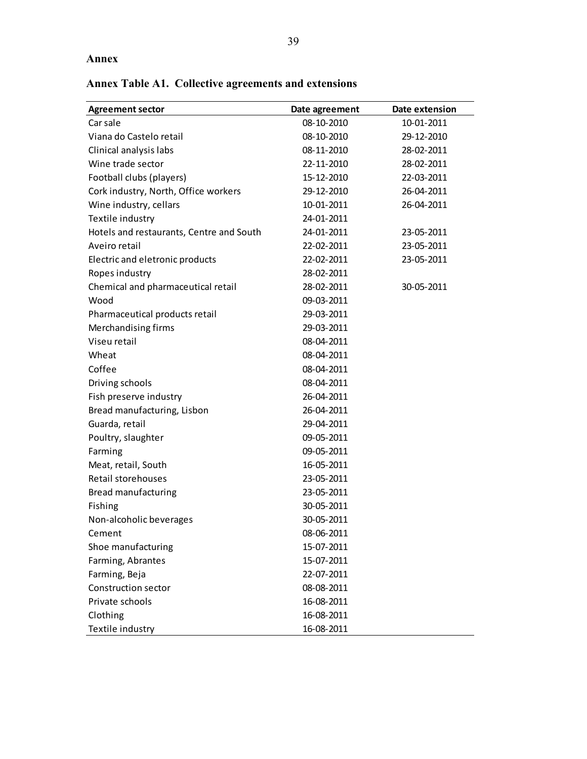# Annex

## Annex Table A1. Collective agreements and extensions

| Agreement sector | Date agreement | Date extension |
| --- | --- | --- |
| Car sale | 08-10-2010 | 10-01-2011 |
| Viana do Castelo retail | 08-10-2010 | 29-12-2010 |
| Clinical analysis labs | 08-11-2010 | 28-02-2011 |
| Wine trade sector | 22-11-2010 | 28-02-2011 |
| Football clubs (players) | 15-12-2010 | 22-03-2011 |
| Cork industry, North, Office workers | 29-12-2010 | 26-04-2011 |
| Wine industry, cellars | 10-01-2011 | 26-04-2011 |
| Textile industry | 24-01-2011 | |
| Hotels and restaurants, Centre and South | 24-01-2011 | 23-05-2011 |
| Aveiro retail | 22-02-2011 | 23-05-2011 |
| Electric and eletronic products | 22-02-2011 | 23-05-2011 |
| Ropes industry | 28-02-2011 | |
| Chemical and pharmaceutical retail | 28-02-2011 | 30-05-2011 |
| Wood | 09-03-2011 | |
| Pharmaceutical products retail | 29-03-2011 | |
| Merchandising firms | 29-03-2011 | |
| Viseu retail | 08-04-2011 | |
| Wheat | 08-04-2011 | |
| Coffee | 08-04-2011 | |
| Driving schools | 08-04-2011 | |
| Fish preserve industry | 26-04-2011 | |
| Bread manufacturing, Lisbon | 26-04-2011 | |
| Guarda, retail | 29-04-2011 | |
| Poultry, slaughter | 09-05-2011 | |
| Farming | 09-05-2011 | |
| Meat, retail, South | 16-05-2011 | |
| Retail storehouses | 23-05-2011 | |
| Bread manufacturing | 23-05-2011 | |
| Fishing | 30-05-2011 | |
| Non-alcoholic beverages | 30-05-2011 | |
| Cement | 08-06-2011 | |
| Shoe manufacturing | 15-07-2011 | |
| Farming, Abrantes | 15-07-2011 | |
| Farming, Beja | 22-07-2011 | |
| Construction sector | 08-08-2011 | |
| Private schools | 16-08-2011 | |
| Clothing | 16-08-2011 | |
| Textile industry | 16-08-2011 | |